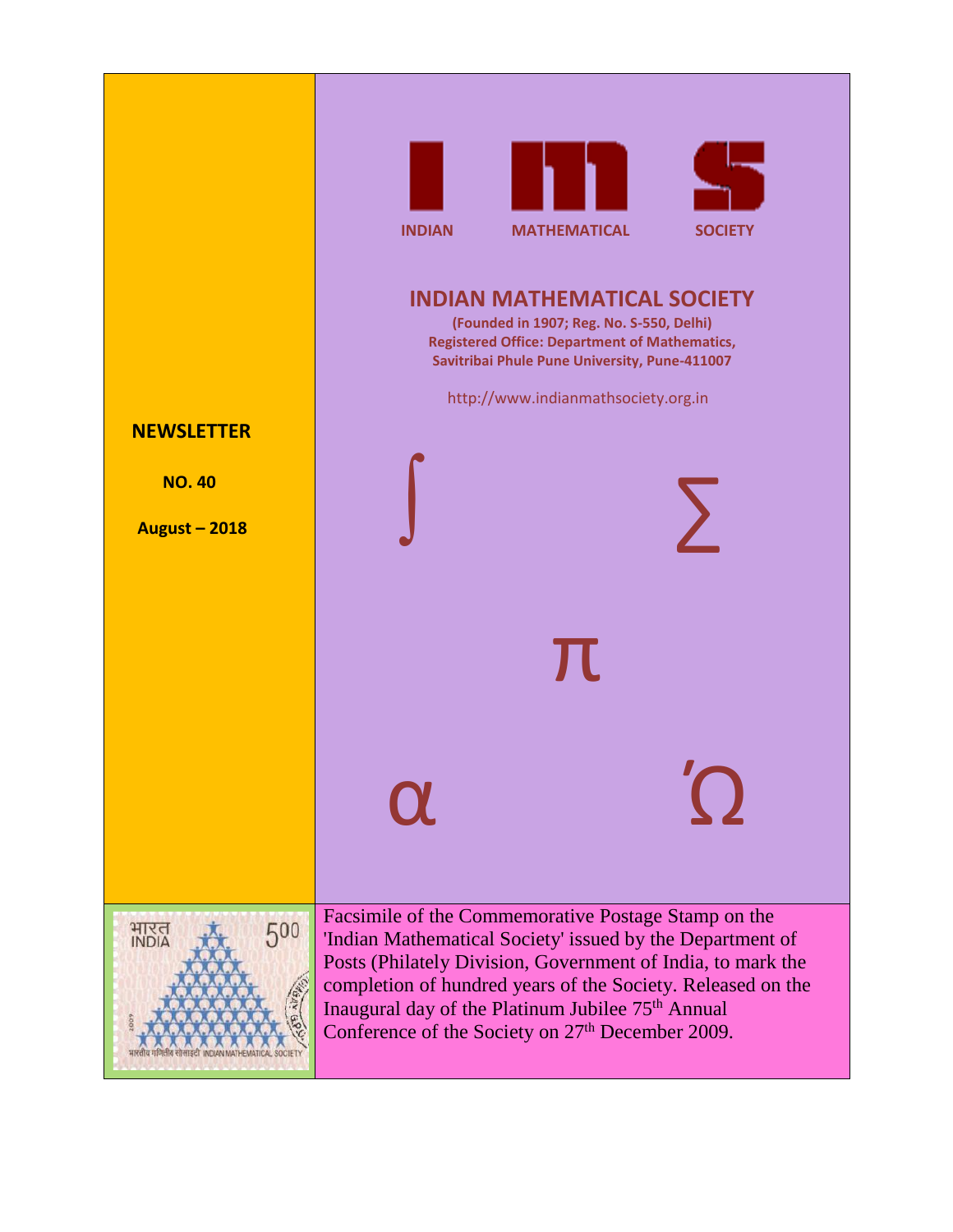INDIAN MATHEMATICAL SOCIETY

# INDIAN MATHEMATICAL SOCIETY

**(Founded in 1907; Reg. No. S-550, Delhi)**
**Registered Office: Department of Mathematics,**
**Savitribai Phule Pune University, Pune-411007**

http://www.indianmathsociety.org.in

## NEWSLETTER

**NO. 40**

**August – 2018**

Facsimile of the Commemorative Postage Stamp on the 'Indian Mathematical Society' issued by the Department of Posts (Philately Division, Government of India, to mark the completion of hundred years of the Society. Released on the Inaugural day of the Platinum Jubilee 75th Annual Conference of the Society on 27th December 2009.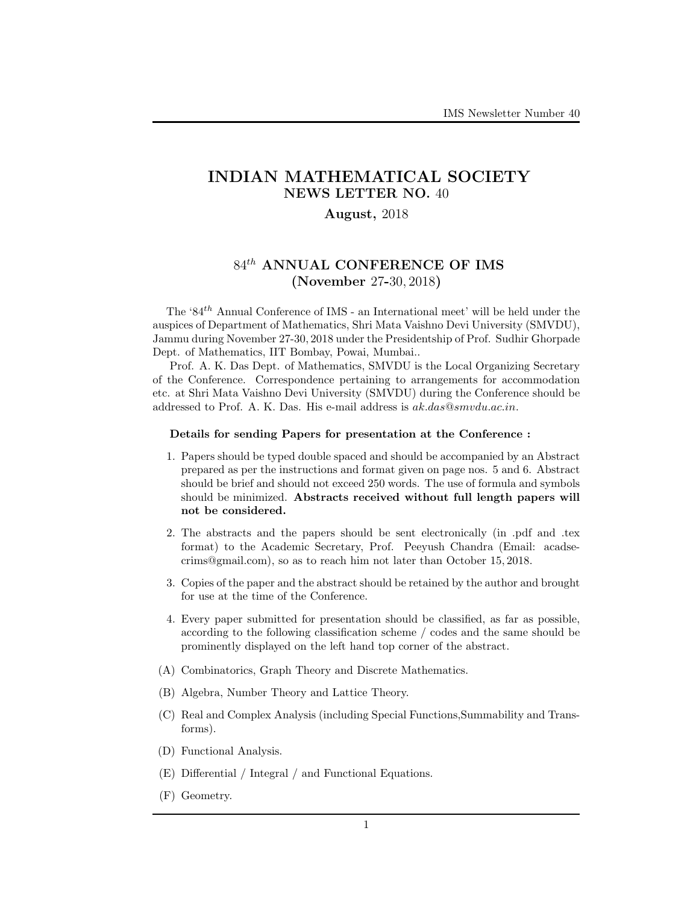# INDIAN MATHEMATICAL SOCIETY

## NEWS LETTER NO. 40

**August, 2018**

## $84^{th}$ ANNUAL CONFERENCE OF IMS (November 27-30, 2018)

The '$84^{th}$ Annual Conference of IMS - an International meet' will be held under the auspices of Department of Mathematics, Shri Mata Vaishno Devi University (SMVDU), Jammu during November 27-30, 2018 under the Presidentship of Prof. Sudhir Ghorpade Dept. of Mathematics, IIT Bombay, Powai, Mumbai..

Prof. A. K. Das Dept. of Mathematics, SMVDU is the Local Organizing Secretary of the Conference. Correspondence pertaining to arrangements for accommodation etc. at Shri Mata Vaishno Devi University (SMVDU) during the Conference should be addressed to Prof. A. K. Das. His e-mail address is *ak.das@smvdu.ac.in*.

**Details for sending Papers for presentation at the Conference :**

1. Papers should be typed double spaced and should be accompanied by an Abstract prepared as per the instructions and format given on page nos. 5 and 6. Abstract should be brief and should not exceed 250 words. The use of formula and symbols should be minimized. **Abstracts received without full length papers will not be considered.**

2. The abstracts and the papers should be sent electronically (in .pdf and .tex format) to the Academic Secretary, Prof. Peeyush Chandra (Email: acadsecrims@gmail.com), so as to reach him not later than October 15, 2018.

3. Copies of the paper and the abstract should be retained by the author and brought for use at the time of the Conference.

4. Every paper submitted for presentation should be classified, as far as possible, according to the following classification scheme / codes and the same should be prominently displayed on the left hand top corner of the abstract.

(A) Combinatorics, Graph Theory and Discrete Mathematics.

(B) Algebra, Number Theory and Lattice Theory.

(C) Real and Complex Analysis (including Special Functions,Summability and Transforms).

(D) Functional Analysis.

(E) Differential / Integral / and Functional Equations.

(F) Geometry.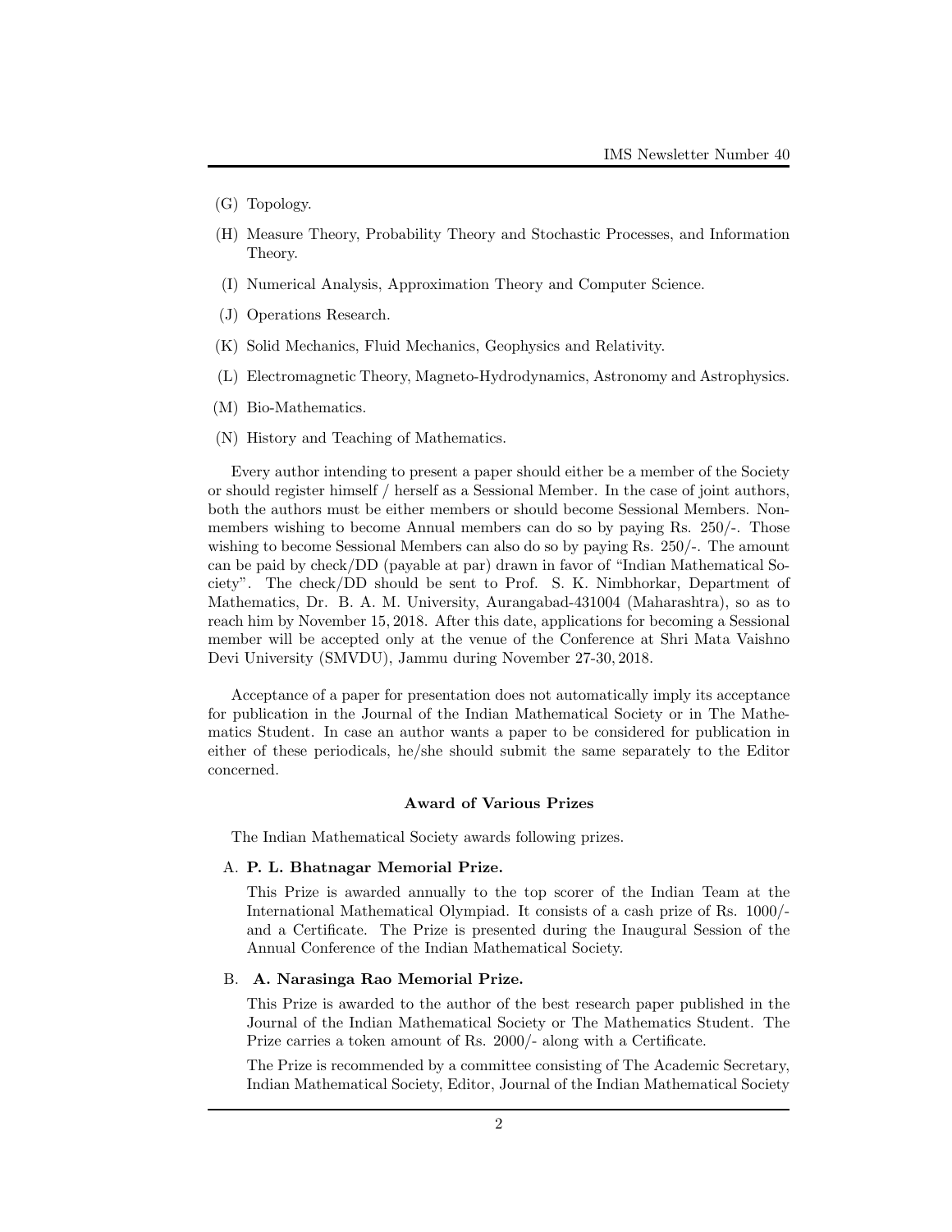(G) Topology.

(H) Measure Theory, Probability Theory and Stochastic Processes, and Information Theory.

(I) Numerical Analysis, Approximation Theory and Computer Science.

(J) Operations Research.

(K) Solid Mechanics, Fluid Mechanics, Geophysics and Relativity.

(L) Electromagnetic Theory, Magneto-Hydrodynamics, Astronomy and Astrophysics.

(M) Bio-Mathematics.

(N) History and Teaching of Mathematics.

Every author intending to present a paper should either be a member of the Society or should register himself / herself as a Sessional Member. In the case of joint authors, both the authors must be either members or should become Sessional Members. Non-members wishing to become Annual members can do so by paying Rs. 250/-. Those wishing to become Sessional Members can also do so by paying Rs. 250/-. The amount can be paid by check/DD (payable at par) drawn in favor of "Indian Mathematical Society". The check/DD should be sent to Prof. S. K. Nimbhorkar, Department of Mathematics, Dr. B. A. M. University, Aurangabad-431004 (Maharashtra), so as to reach him by November 15, 2018. After this date, applications for becoming a Sessional member will be accepted only at the venue of the Conference at Shri Mata Vaishno Devi University (SMVDU), Jammu during November 27-30, 2018.

Acceptance of a paper for presentation does not automatically imply its acceptance for publication in the Journal of the Indian Mathematical Society or in The Mathematics Student. In case an author wants a paper to be considered for publication in either of these periodicals, he/she should submit the same separately to the Editor concerned.

### Award of Various Prizes

The Indian Mathematical Society awards following prizes.

A. **P. L. Bhatnagar Memorial Prize.**

This Prize is awarded annually to the top scorer of the Indian Team at the International Mathematical Olympiad. It consists of a cash prize of Rs. 1000/- and a Certificate. The Prize is presented during the Inaugural Session of the Annual Conference of the Indian Mathematical Society.

B. **A. Narasinga Rao Memorial Prize.**

This Prize is awarded to the author of the best research paper published in the Journal of the Indian Mathematical Society or The Mathematics Student. The Prize carries a token amount of Rs. 2000/- along with a Certificate.

The Prize is recommended by a committee consisting of The Academic Secretary, Indian Mathematical Society, Editor, Journal of the Indian Mathematical Society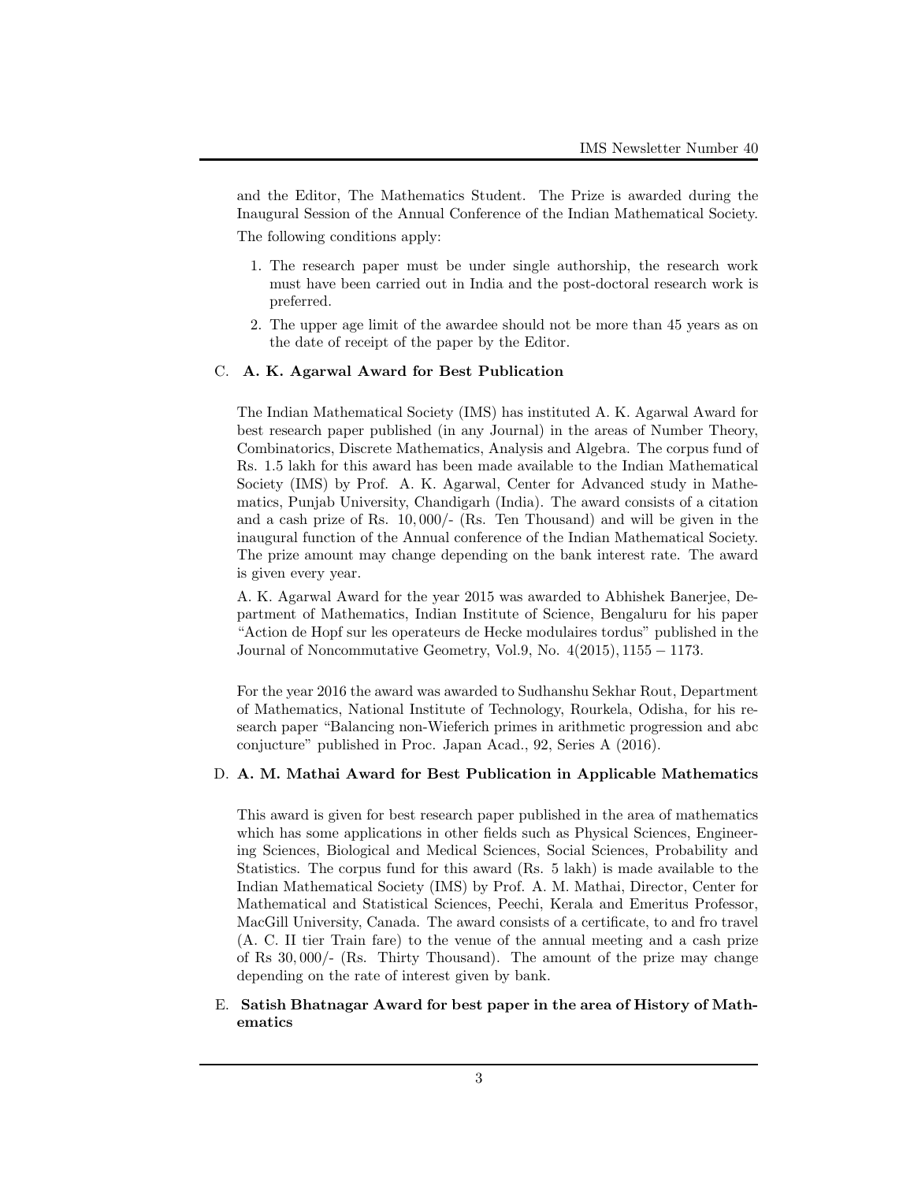and the Editor, The Mathematics Student. The Prize is awarded during the Inaugural Session of the Annual Conference of the Indian Mathematical Society.

The following conditions apply:

1. The research paper must be under single authorship, the research work must have been carried out in India and the post-doctoral research work is preferred.
2. The upper age limit of the awardee should not be more than 45 years as on the date of receipt of the paper by the Editor.

C. **A. K. Agarwal Award for Best Publication**

The Indian Mathematical Society (IMS) has instituted A. K. Agarwal Award for best research paper published (in any Journal) in the areas of Number Theory, Combinatorics, Discrete Mathematics, Analysis and Algebra. The corpus fund of Rs. 1.5 lakh for this award has been made available to the Indian Mathematical Society (IMS) by Prof. A. K. Agarwal, Center for Advanced study in Mathematics, Punjab University, Chandigarh (India). The award consists of a citation and a cash prize of Rs. $10,000$/- (Rs. Ten Thousand) and will be given in the inaugural function of the Annual conference of the Indian Mathematical Society. The prize amount may change depending on the bank interest rate. The award is given every year.

A. K. Agarwal Award for the year 2015 was awarded to Abhishek Banerjee, Department of Mathematics, Indian Institute of Science, Bengaluru for his paper "Action de Hopf sur les operateurs de Hecke modulaires tordus" published in the Journal of Noncommutative Geometry, Vol.9, No. $4(2015), 1155 - 1173$.

For the year 2016 the award was awarded to Sudhanshu Sekhar Rout, Department of Mathematics, National Institute of Technology, Rourkela, Odisha, for his research paper "Balancing non-Wieferich primes in arithmetic progression and abc conjucture" published in Proc. Japan Acad., 92, Series A (2016).

D. **A. M. Mathai Award for Best Publication in Applicable Mathematics**

This award is given for best research paper published in the area of mathematics which has some applications in other fields such as Physical Sciences, Engineering Sciences, Biological and Medical Sciences, Social Sciences, Probability and Statistics. The corpus fund for this award (Rs. 5 lakh) is made available to the Indian Mathematical Society (IMS) by Prof. A. M. Mathai, Director, Center for Mathematical and Statistical Sciences, Peechi, Kerala and Emeritus Professor, MacGill University, Canada. The award consists of a certificate, to and fro travel (A. C. II tier Train fare) to the venue of the annual meeting and a cash prize of Rs $30,000$/- (Rs. Thirty Thousand). The amount of the prize may change depending on the rate of interest given by bank.

E. **Satish Bhatnagar Award for best paper in the area of History of Mathematics**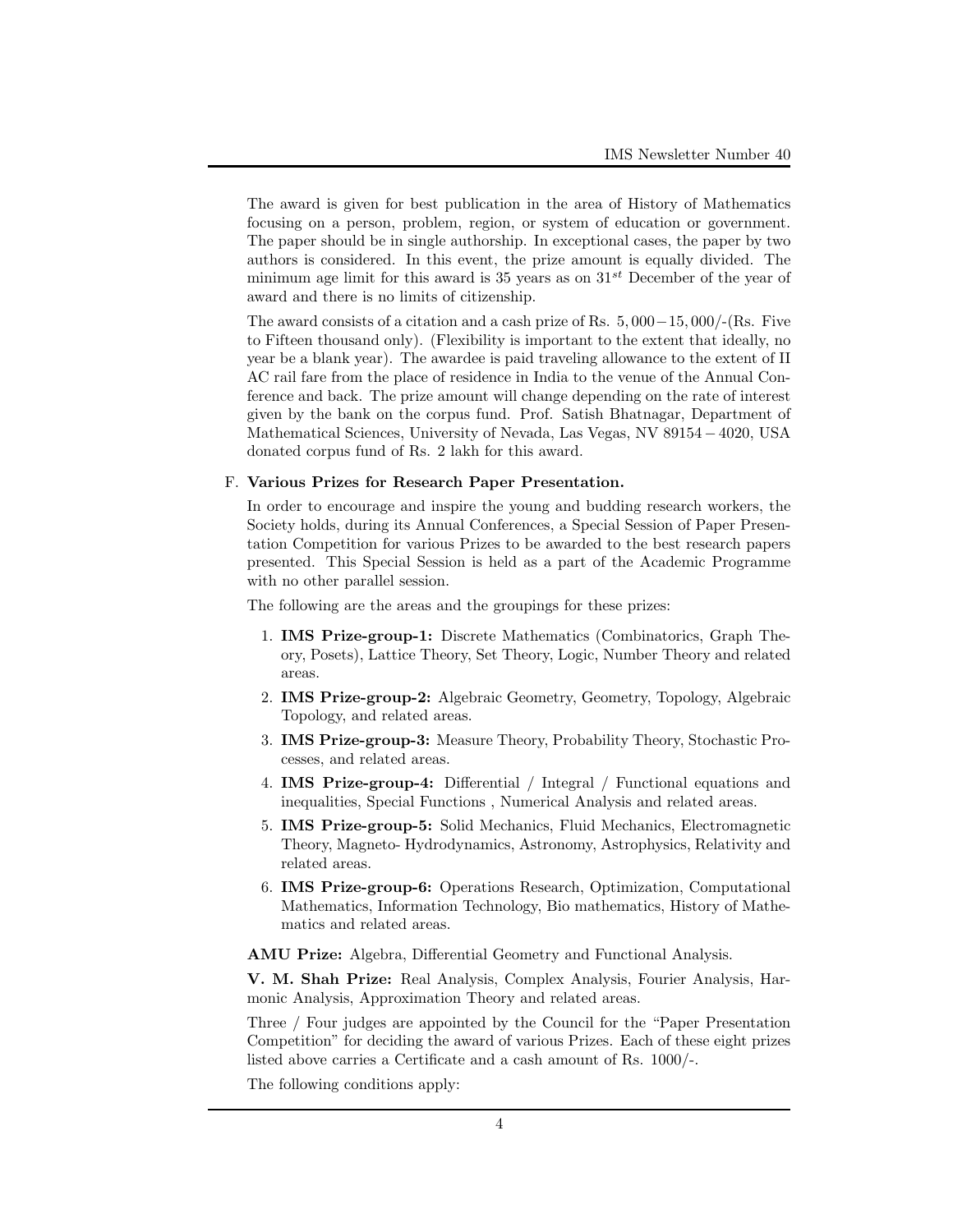The award is given for best publication in the area of History of Mathematics focusing on a person, problem, region, or system of education or government. The paper should be in single authorship. In exceptional cases, the paper by two authors is considered. In this event, the prize amount is equally divided. The minimum age limit for this award is 35 years as on $31^{st}$ December of the year of award and there is no limits of citizenship.

The award consists of a citation and a cash prize of Rs. $5,000-15,000$/-(Rs. Five to Fifteen thousand only). (Flexibility is important to the extent that ideally, no year be a blank year). The awardee is paid traveling allowance to the extent of II AC rail fare from the place of residence in India to the venue of the Annual Conference and back. The prize amount will change depending on the rate of interest given by the bank on the corpus fund. Prof. Satish Bhatnagar, Department of Mathematical Sciences, University of Nevada, Las Vegas, NV $89154-4020$, USA donated corpus fund of Rs. 2 lakh for this award.

F. **Various Prizes for Research Paper Presentation.**

In order to encourage and inspire the young and budding research workers, the Society holds, during its Annual Conferences, a Special Session of Paper Presentation Competition for various Prizes to be awarded to the best research papers presented. This Special Session is held as a part of the Academic Programme with no other parallel session.

The following are the areas and the groupings for these prizes:

1. **IMS Prize-group-1:** Discrete Mathematics (Combinatorics, Graph Theory, Posets), Lattice Theory, Set Theory, Logic, Number Theory and related areas.
2. **IMS Prize-group-2:** Algebraic Geometry, Geometry, Topology, Algebraic Topology, and related areas.
3. **IMS Prize-group-3:** Measure Theory, Probability Theory, Stochastic Processes, and related areas.
4. **IMS Prize-group-4:** Differential / Integral / Functional equations and inequalities, Special Functions , Numerical Analysis and related areas.
5. **IMS Prize-group-5:** Solid Mechanics, Fluid Mechanics, Electromagnetic Theory, Magneto- Hydrodynamics, Astronomy, Astrophysics, Relativity and related areas.
6. **IMS Prize-group-6:** Operations Research, Optimization, Computational Mathematics, Information Technology, Bio mathematics, History of Mathematics and related areas.

**AMU Prize:** Algebra, Differential Geometry and Functional Analysis.

**V. M. Shah Prize:** Real Analysis, Complex Analysis, Fourier Analysis, Harmonic Analysis, Approximation Theory and related areas.

Three / Four judges are appointed by the Council for the "Paper Presentation Competition" for deciding the award of various Prizes. Each of these eight prizes listed above carries a Certificate and a cash amount of Rs. 1000/-.

The following conditions apply: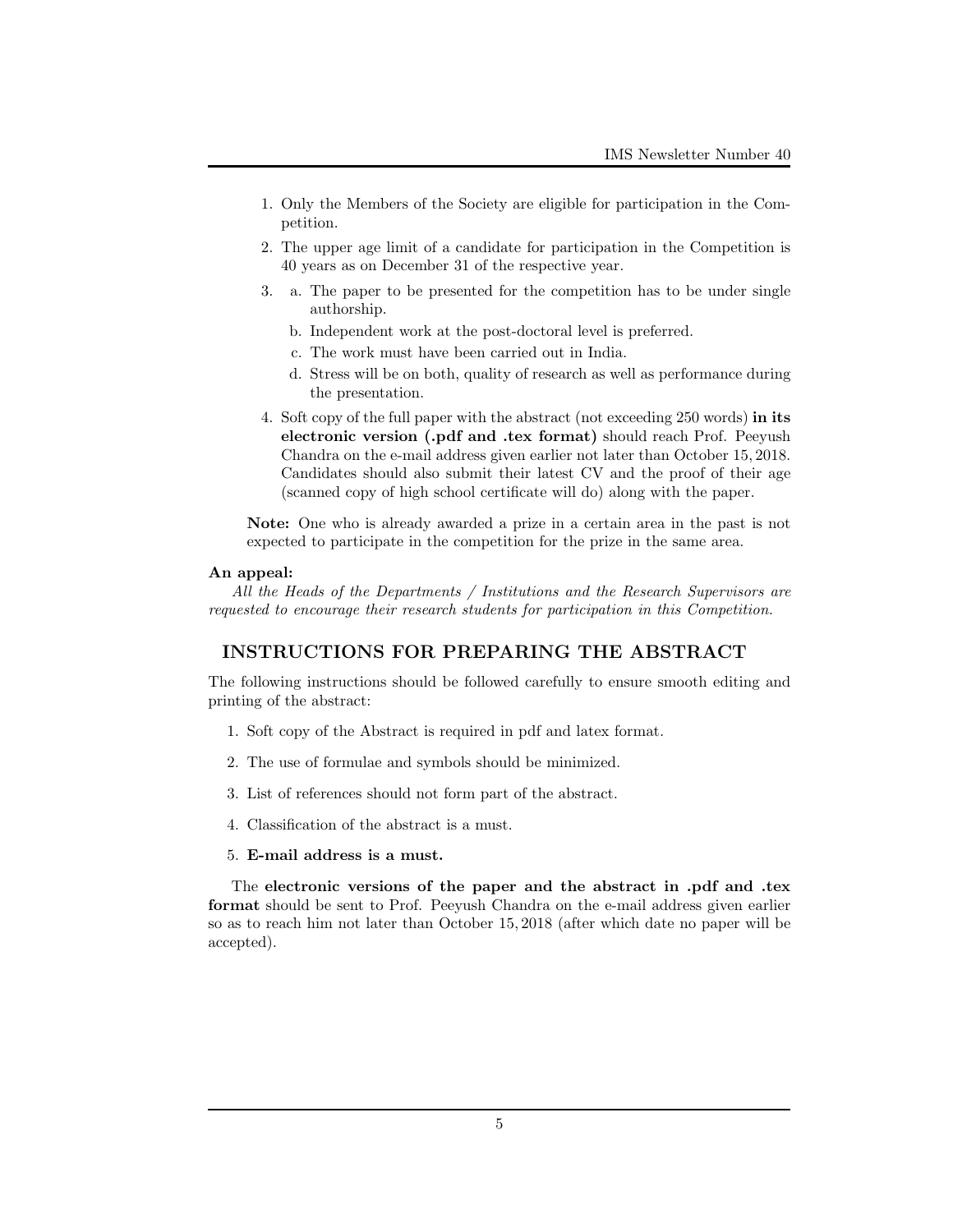1. Only the Members of the Society are eligible for participation in the Competition.
2. The upper age limit of a candidate for participation in the Competition is 40 years as on December 31 of the respective year.
3. a. The paper to be presented for the competition has to be under single authorship.
   b. Independent work at the post-doctoral level is preferred.
   c. The work must have been carried out in India.
   d. Stress will be on both, quality of research as well as performance during the presentation.
4. Soft copy of the full paper with the abstract (not exceeding 250 words) **in its electronic version (.pdf and .tex format)** should reach Prof. Peeyush Chandra on the e-mail address given earlier not later than October 15, 2018. Candidates should also submit their latest CV and the proof of their age (scanned copy of high school certificate will do) along with the paper.

**Note:** One who is already awarded a prize in a certain area in the past is not expected to participate in the competition for the prize in the same area.

**An appeal:**

*All the Heads of the Departments / Institutions and the Research Supervisors are requested to encourage their research students for participation in this Competition.*

## INSTRUCTIONS FOR PREPARING THE ABSTRACT

The following instructions should be followed carefully to ensure smooth editing and printing of the abstract:

1. Soft copy of the Abstract is required in pdf and latex format.
2. The use of formulae and symbols should be minimized.
3. List of references should not form part of the abstract.
4. Classification of the abstract is a must.
5. **E-mail address is a must.**

The **electronic versions of the paper and the abstract in .pdf and .tex format** should be sent to Prof. Peeyush Chandra on the e-mail address given earlier so as to reach him not later than October 15, 2018 (after which date no paper will be accepted).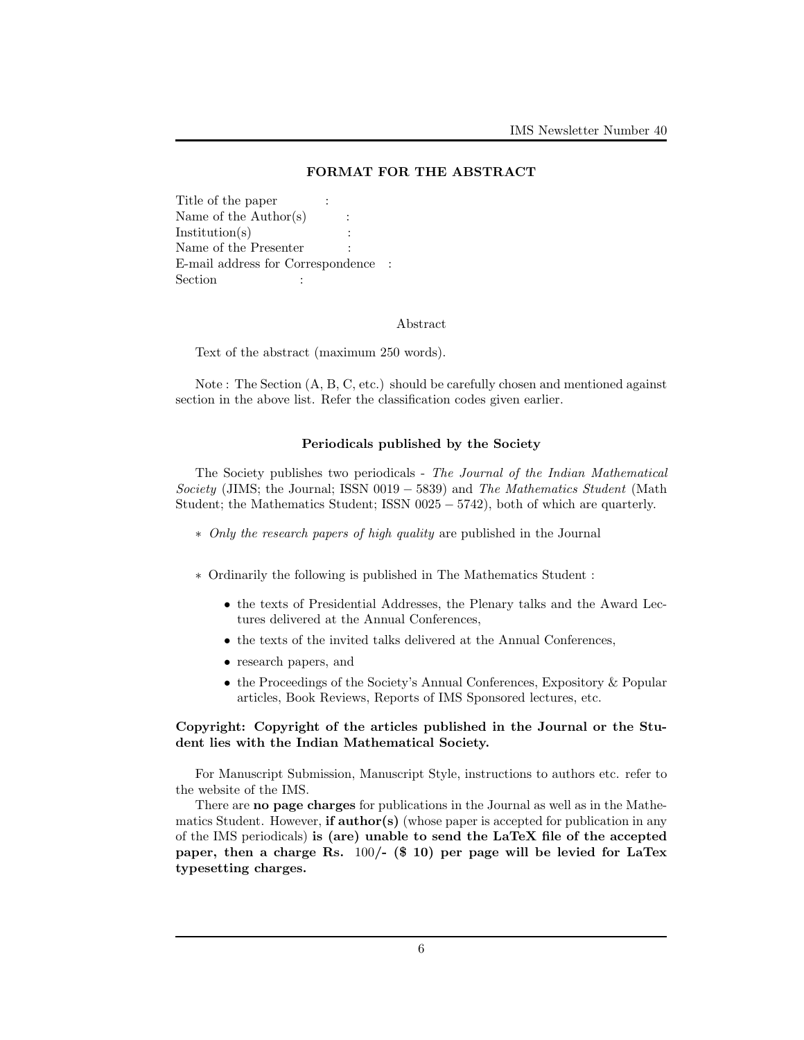## FORMAT FOR THE ABSTRACT

Title of the paper :
Name of the Author(s) :
Institution(s) :
Name of the Presenter :
E-mail address for Correspondence :
Section :

Abstract

Text of the abstract (maximum 250 words).

Note : The Section (A, B, C, etc.) should be carefully chosen and mentioned against section in the above list. Refer the classification codes given earlier.

### Periodicals published by the Society

The Society publishes two periodicals - *The Journal of the Indian Mathematical Society* (JIMS; the Journal; ISSN $0019 - 5839$) and *The Mathematics Student* (Math Student; the Mathematics Student; ISSN $0025 - 5742$), both of which are quarterly.

∗ *Only the research papers of high quality* are published in the Journal

∗ Ordinarily the following is published in The Mathematics Student :

- the texts of Presidential Addresses, the Plenary talks and the Award Lectures delivered at the Annual Conferences,
- the texts of the invited talks delivered at the Annual Conferences,
- research papers, and
- the Proceedings of the Society's Annual Conferences, Expository & Popular articles, Book Reviews, Reports of IMS Sponsored lectures, etc.

**Copyright: Copyright of the articles published in the Journal or the Student lies with the Indian Mathematical Society.**

For Manuscript Submission, Manuscript Style, instructions to authors etc. refer to the website of the IMS.

There are **no page charges** for publications in the Journal as well as in the Mathematics Student. However, **if author(s)** (whose paper is accepted for publication in any of the IMS periodicals) **is (are) unable to send the LaTeX file of the accepted paper, then a charge Rs. 100/- ($ 10) per page will be levied for LaTex typesetting charges.**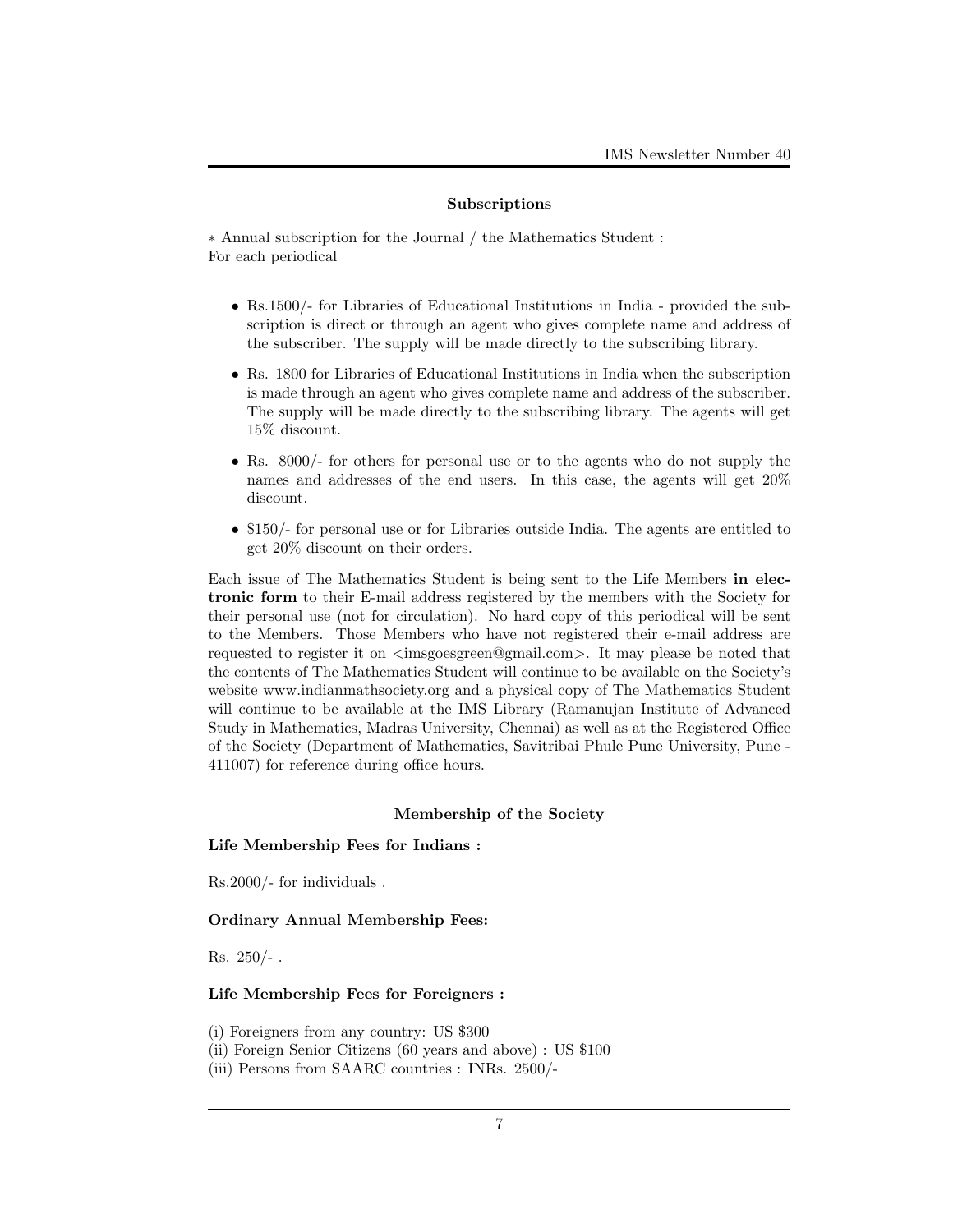## Subscriptions

∗ Annual subscription for the Journal / the Mathematics Student :
For each periodical

- Rs.1500/- for Libraries of Educational Institutions in India - provided the subscription is direct or through an agent who gives complete name and address of the subscriber. The supply will be made directly to the subscribing library.
- Rs. 1800 for Libraries of Educational Institutions in India when the subscription is made through an agent who gives complete name and address of the subscriber. The supply will be made directly to the subscribing library. The agents will get 15% discount.
- Rs. 8000/- for others for personal use or to the agents who do not supply the names and addresses of the end users. In this case, the agents will get 20% discount.
- \$150/- for personal use or for Libraries outside India. The agents are entitled to get 20% discount on their orders.

Each issue of The Mathematics Student is being sent to the Life Members **in electronic form** to their E-mail address registered by the members with the Society for their personal use (not for circulation). No hard copy of this periodical will be sent to the Members. Those Members who have not registered their e-mail address are requested to register it on <imsgoesgreen@gmail.com>. It may please be noted that the contents of The Mathematics Student will continue to be available on the Society's website www.indianmathsociety.org and a physical copy of The Mathematics Student will continue to be available at the IMS Library (Ramanujan Institute of Advanced Study in Mathematics, Madras University, Chennai) as well as at the Registered Office of the Society (Department of Mathematics, Savitribai Phule Pune University, Pune - 411007) for reference during office hours.

## Membership of the Society

**Life Membership Fees for Indians :**

Rs.2000/- for individuals .

**Ordinary Annual Membership Fees:**

Rs. 250/- .

**Life Membership Fees for Foreigners :**

(i) Foreigners from any country: US \$300
(ii) Foreign Senior Citizens (60 years and above) : US \$100
(iii) Persons from SAARC countries : INRs. 2500/-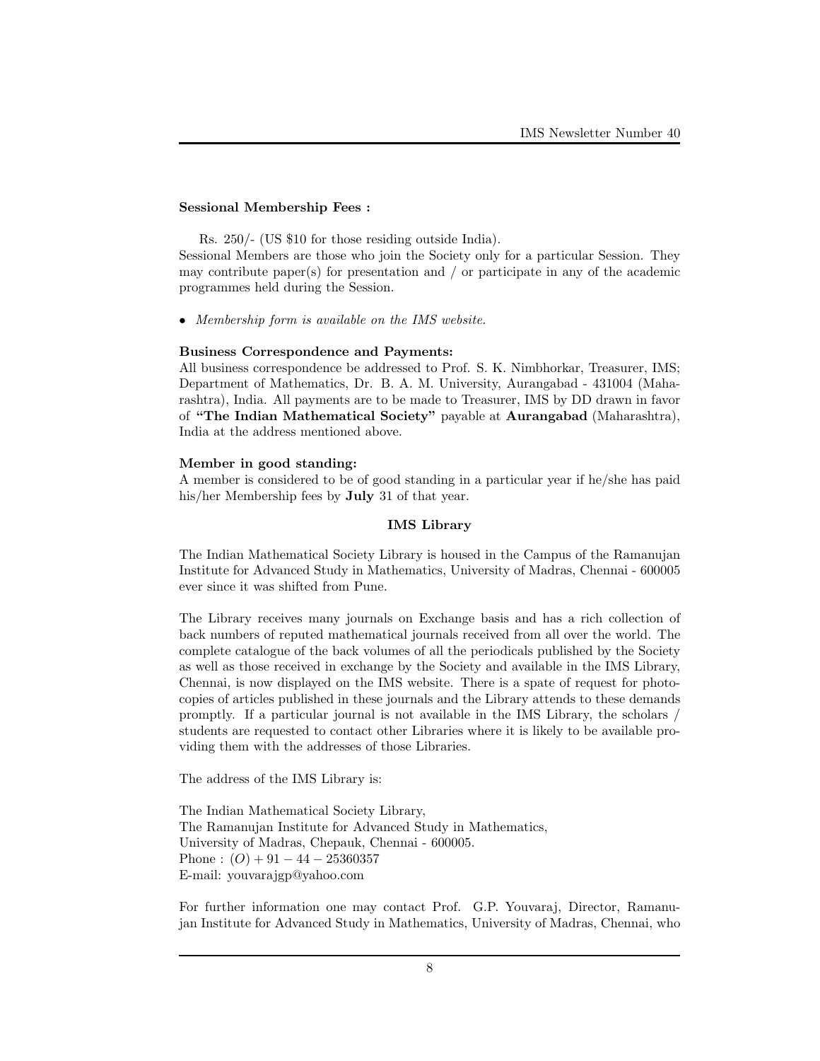**Sessional Membership Fees :**

Rs. 250/- (US $10 for those residing outside India).
Sessional Members are those who join the Society only for a particular Session. They may contribute paper(s) for presentation and / or participate in any of the academic programmes held during the Session.

- *Membership form is available on the IMS website.*

**Business Correspondence and Payments:**
All business correspondence be addressed to Prof. S. K. Nimbhorkar, Treasurer, IMS; Department of Mathematics, Dr. B. A. M. University, Aurangabad - 431004 (Maharashtra), India. All payments are to be made to Treasurer, IMS by DD drawn in favor of **"The Indian Mathematical Society"** payable at **Aurangabad** (Maharashtra), India at the address mentioned above.

**Member in good standing:**
A member is considered to be of good standing in a particular year if he/she has paid his/her Membership fees by **July** 31 of that year.

## IMS Library

The Indian Mathematical Society Library is housed in the Campus of the Ramanujan Institute for Advanced Study in Mathematics, University of Madras, Chennai - 600005 ever since it was shifted from Pune.

The Library receives many journals on Exchange basis and has a rich collection of back numbers of reputed mathematical journals received from all over the world. The complete catalogue of the back volumes of all the periodicals published by the Society as well as those received in exchange by the Society and available in the IMS Library, Chennai, is now displayed on the IMS website. There is a spate of request for photocopies of articles published in these journals and the Library attends to these demands promptly. If a particular journal is not available in the IMS Library, the scholars / students are requested to contact other Libraries where it is likely to be available providing them with the addresses of those Libraries.

The address of the IMS Library is:

The Indian Mathematical Society Library,
The Ramanujan Institute for Advanced Study in Mathematics,
University of Madras, Chepauk, Chennai - 600005.
Phone : (O) + 91 − 44 − 25360357
E-mail: youvarajgp@yahoo.com

For further information one may contact Prof. G.P. Youvaraj, Director, Ramanujan Institute for Advanced Study in Mathematics, University of Madras, Chennai, who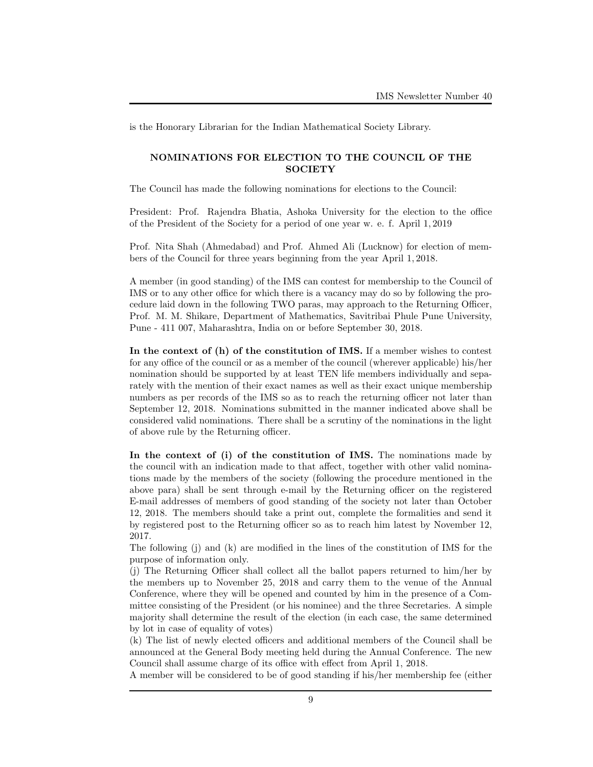is the Honorary Librarian for the Indian Mathematical Society Library.

## NOMINATIONS FOR ELECTION TO THE COUNCIL OF THE SOCIETY

The Council has made the following nominations for elections to the Council:

President: Prof. Rajendra Bhatia, Ashoka University for the election to the office of the President of the Society for a period of one year w. e. f. April 1, 2019

Prof. Nita Shah (Ahmedabad) and Prof. Ahmed Ali (Lucknow) for election of members of the Council for three years beginning from the year April 1, 2018.

A member (in good standing) of the IMS can contest for membership to the Council of IMS or to any other office for which there is a vacancy may do so by following the procedure laid down in the following TWO paras, may approach to the Returning Officer, Prof. M. M. Shikare, Department of Mathematics, Savitribai Phule Pune University, Pune - 411 007, Maharashtra, India on or before September 30, 2018.

**In the context of (h) of the constitution of IMS.** If a member wishes to contest for any office of the council or as a member of the council (wherever applicable) his/her nomination should be supported by at least TEN life members individually and separately with the mention of their exact names as well as their exact unique membership numbers as per records of the IMS so as to reach the returning officer not later than September 12, 2018. Nominations submitted in the manner indicated above shall be considered valid nominations. There shall be a scrutiny of the nominations in the light of above rule by the Returning officer.

**In the context of (i) of the constitution of IMS.** The nominations made by the council with an indication made to that affect, together with other valid nominations made by the members of the society (following the procedure mentioned in the above para) shall be sent through e-mail by the Returning officer on the registered E-mail addresses of members of good standing of the society not later than October 12, 2018. The members should take a print out, complete the formalities and send it by registered post to the Returning officer so as to reach him latest by November 12, 2017.

The following (j) and (k) are modified in the lines of the constitution of IMS for the purpose of information only.

(j) The Returning Officer shall collect all the ballot papers returned to him/her by the members up to November 25, 2018 and carry them to the venue of the Annual Conference, where they will be opened and counted by him in the presence of a Committee consisting of the President (or his nominee) and the three Secretaries. A simple majority shall determine the result of the election (in each case, the same determined by lot in case of equality of votes)

(k) The list of newly elected officers and additional members of the Council shall be announced at the General Body meeting held during the Annual Conference. The new Council shall assume charge of its office with effect from April 1, 2018.

A member will be considered to be of good standing if his/her membership fee (either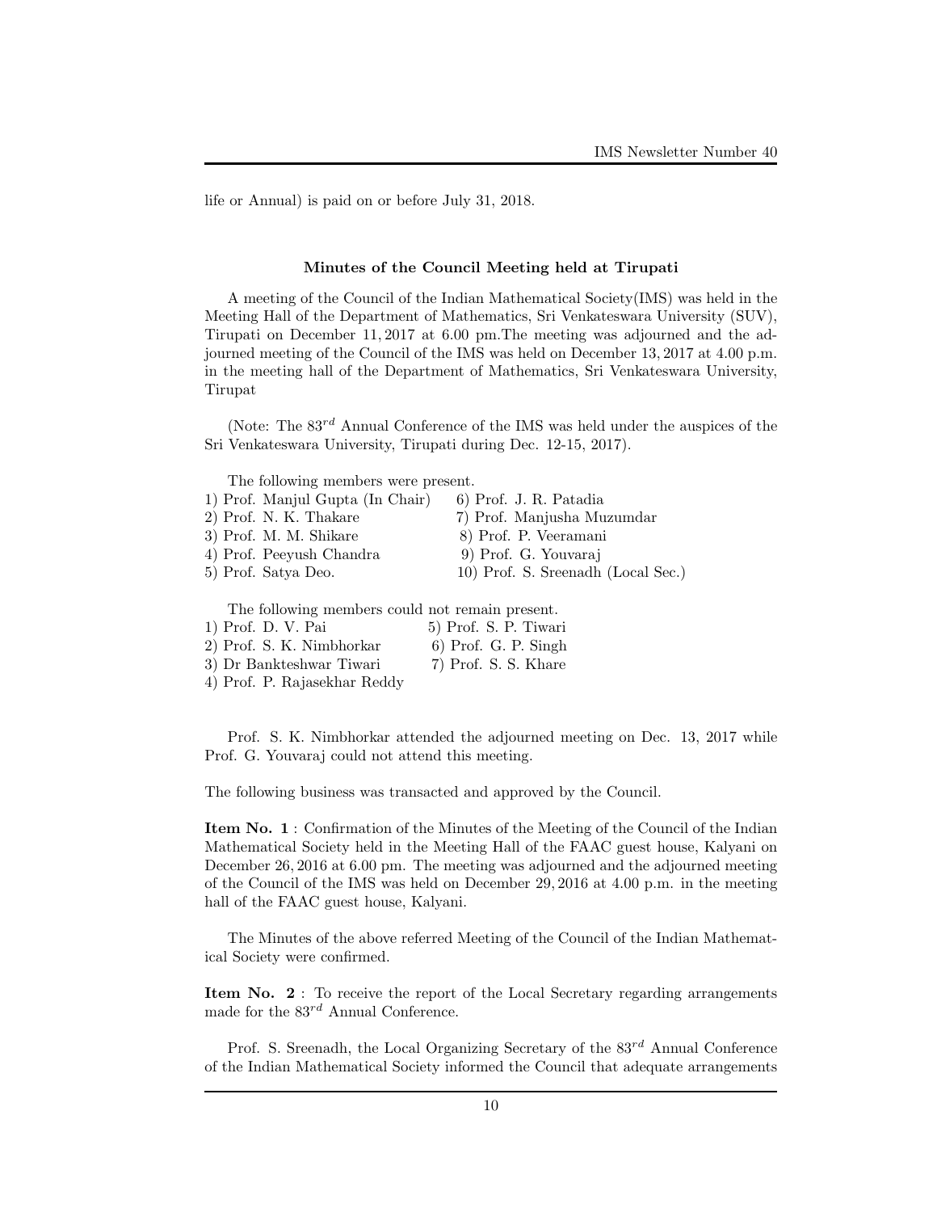life or Annual) is paid on or before July 31, 2018.

### Minutes of the Council Meeting held at Tirupati

A meeting of the Council of the Indian Mathematical Society(IMS) was held in the Meeting Hall of the Department of Mathematics, Sri Venkateswara University (SUV), Tirupati on December 11, 2017 at 6.00 pm.The meeting was adjourned and the adjourned meeting of the Council of the IMS was held on December 13, 2017 at 4.00 p.m. in the meeting hall of the Department of Mathematics, Sri Venkateswara University, Tirupat

(Note: The $83^{rd}$ Annual Conference of the IMS was held under the auspices of the Sri Venkateswara University, Tirupati during Dec. 12-15, 2017).

The following members were present.

1) Prof. Manjul Gupta (In Chair)
2) Prof. N. K. Thakare
3) Prof. M. M. Shikare
4) Prof. Peeyush Chandra
5) Prof. Satya Deo.
6) Prof. J. R. Patadia
7) Prof. Manjusha Muzumdar
8) Prof. P. Veeramani
9) Prof. G. Youvaraj
10) Prof. S. Sreenadh (Local Sec.)

The following members could not remain present.

1) Prof. D. V. Pai
2) Prof. S. K. Nimbhorkar
3) Dr Bankteshwar Tiwari
4) Prof. P. Rajasekhar Reddy
5) Prof. S. P. Tiwari
6) Prof. G. P. Singh
7) Prof. S. S. Khare

Prof. S. K. Nimbhorkar attended the adjourned meeting on Dec. 13, 2017 while Prof. G. Youvaraj could not attend this meeting.

The following business was transacted and approved by the Council.

**Item No. 1** : Confirmation of the Minutes of the Meeting of the Council of the Indian Mathematical Society held in the Meeting Hall of the FAAC guest house, Kalyani on December 26, 2016 at 6.00 pm. The meeting was adjourned and the adjourned meeting of the Council of the IMS was held on December 29, 2016 at 4.00 p.m. in the meeting hall of the FAAC guest house, Kalyani.

The Minutes of the above referred Meeting of the Council of the Indian Mathematical Society were confirmed.

**Item No. 2** : To receive the report of the Local Secretary regarding arrangements made for the $83^{rd}$ Annual Conference.

Prof. S. Sreenadh, the Local Organizing Secretary of the $83^{rd}$ Annual Conference of the Indian Mathematical Society informed the Council that adequate arrangements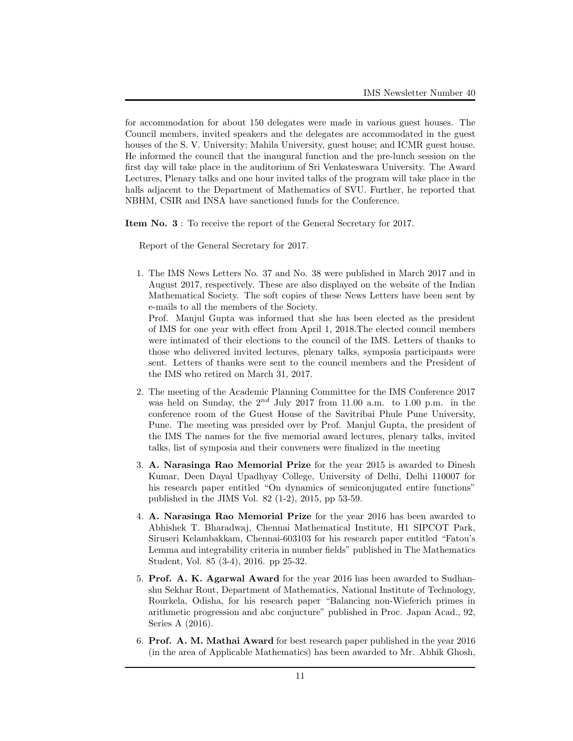for accommodation for about 150 delegates were made in various guest houses. The Council members, invited speakers and the delegates are accommodated in the guest houses of the S. V. University; Mahila University, guest house; and ICMR guest house. He informed the council that the inaugural function and the pre-lunch session on the first day will take place in the auditorium of Sri Venkateswara University. The Award Lectures, Plenary talks and one hour invited talks of the program will take place in the halls adjacent to the Department of Mathematics of SVU. Further, he reported that NBHM, CSIR and INSA have sanctioned funds for the Conference.

**Item No. 3** : To receive the report of the General Secretary for 2017.

Report of the General Secretary for 2017.

1. The IMS News Letters No. 37 and No. 38 were published in March 2017 and in August 2017, respectively. These are also displayed on the website of the Indian Mathematical Society. The soft copies of these News Letters have been sent by e-mails to all the members of the Society.
   Prof. Manjul Gupta was informed that she has been elected as the president of IMS for one year with effect from April 1, 2018.The elected council members were intimated of their elections to the council of the IMS. Letters of thanks to those who delivered invited lectures, plenary talks, symposia participants were sent. Letters of thanks were sent to the council members and the President of the IMS who retired on March 31, 2017.

2. The meeting of the Academic Planning Committee for the IMS Conference 2017 was held on Sunday, the $2^{nd}$ July 2017 from 11.00 a.m. to 1.00 p.m. in the conference room of the Guest House of the Savitribai Phule Pune University, Pune. The meeting was presided over by Prof. Manjul Gupta, the president of the IMS The names for the five memorial award lectures, plenary talks, invited talks, list of symposia and their conveners were finalized in the meeting

3. **A. Narasinga Rao Memorial Prize** for the year 2015 is awarded to Dinesh Kumar, Deen Dayal Upadhyay College, University of Delhi, Delhi 110007 for his research paper entitled "On dynamics of semiconjugated entire functions" published in the JIMS Vol. 82 (1-2), 2015, pp 53-59.

4. **A. Narasinga Rao Memorial Prize** for the year 2016 has been awarded to Abhishek T. Bharadwaj, Chennai Mathematical Institute, H1 SIPCOT Park, Siruseri Kelambakkam, Chennai-603103 for his research paper entitled "Fatou's Lemma and integrability criteria in number fields" published in The Mathematics Student, Vol. 85 (3-4), 2016. pp 25-32.

5. **Prof. A. K. Agarwal Award** for the year 2016 has been awarded to Sudhanshu Sekhar Rout, Department of Mathematics, National Institute of Technology, Rourkela, Odisha, for his research paper "Balancing non-Wieferich primes in arithmetic progression and abc conjucture" published in Proc. Japan Acad., 92, Series A (2016).

6. **Prof. A. M. Mathai Award** for best research paper published in the year 2016 (in the area of Applicable Mathematics) has been awarded to Mr. Abhik Ghosh,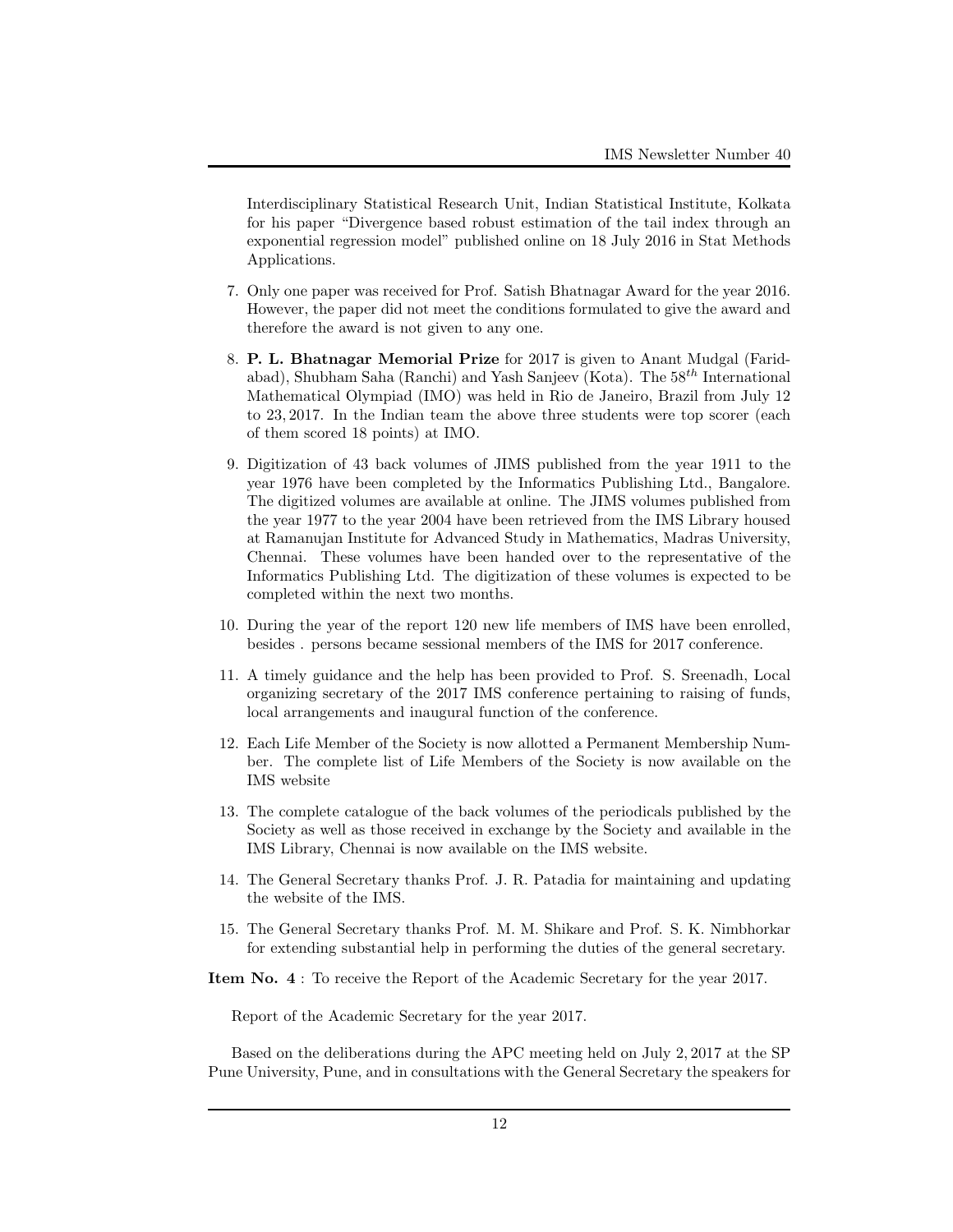Interdisciplinary Statistical Research Unit, Indian Statistical Institute, Kolkata for his paper "Divergence based robust estimation of the tail index through an exponential regression model" published online on 18 July 2016 in Stat Methods Applications.

7. Only one paper was received for Prof. Satish Bhatnagar Award for the year 2016. However, the paper did not meet the conditions formulated to give the award and therefore the award is not given to any one.

8. **P. L. Bhatnagar Memorial Prize** for 2017 is given to Anant Mudgal (Faridabad), Shubham Saha (Ranchi) and Yash Sanjeev (Kota). The $58^{th}$ International Mathematical Olympiad (IMO) was held in Rio de Janeiro, Brazil from July 12 to 23, 2017. In the Indian team the above three students were top scorer (each of them scored 18 points) at IMO.

9. Digitization of 43 back volumes of JIMS published from the year 1911 to the year 1976 have been completed by the Informatics Publishing Ltd., Bangalore. The digitized volumes are available at online. The JIMS volumes published from the year 1977 to the year 2004 have been retrieved from the IMS Library housed at Ramanujan Institute for Advanced Study in Mathematics, Madras University, Chennai. These volumes have been handed over to the representative of the Informatics Publishing Ltd. The digitization of these volumes is expected to be completed within the next two months.

10. During the year of the report 120 new life members of IMS have been enrolled, besides . persons became sessional members of the IMS for 2017 conference.

11. A timely guidance and the help has been provided to Prof. S. Sreenadh, Local organizing secretary of the 2017 IMS conference pertaining to raising of funds, local arrangements and inaugural function of the conference.

12. Each Life Member of the Society is now allotted a Permanent Membership Number. The complete list of Life Members of the Society is now available on the IMS website

13. The complete catalogue of the back volumes of the periodicals published by the Society as well as those received in exchange by the Society and available in the IMS Library, Chennai is now available on the IMS website.

14. The General Secretary thanks Prof. J. R. Patadia for maintaining and updating the website of the IMS.

15. The General Secretary thanks Prof. M. M. Shikare and Prof. S. K. Nimbhorkar for extending substantial help in performing the duties of the general secretary.

**Item No. 4** : To receive the Report of the Academic Secretary for the year 2017.

Report of the Academic Secretary for the year 2017.

Based on the deliberations during the APC meeting held on July 2, 2017 at the SP Pune University, Pune, and in consultations with the General Secretary the speakers for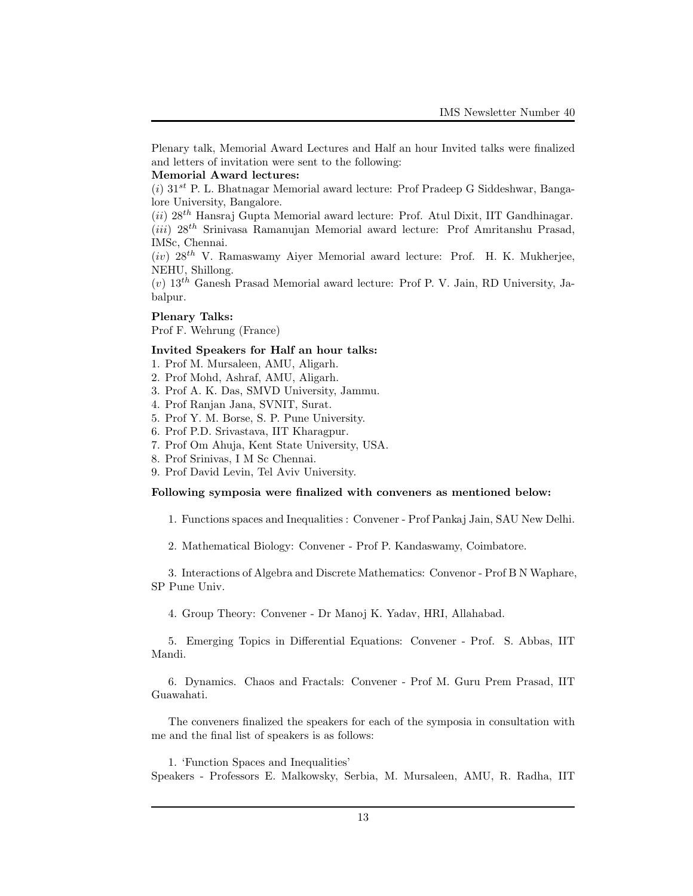Plenary talk, Memorial Award Lectures and Half an hour Invited talks were finalized and letters of invitation were sent to the following:

**Memorial Award lectures:**

($i$) $31^{st}$ P. L. Bhatnagar Memorial award lecture: Prof Pradeep G Siddeshwar, Bangalore University, Bangalore.

($ii$) $28^{th}$ Hansraj Gupta Memorial award lecture: Prof. Atul Dixit, IIT Gandhinagar.

($iii$) $28^{th}$ Srinivasa Ramanujan Memorial award lecture: Prof Amritanshu Prasad, IMSc, Chennai.

($iv$) $28^{th}$ V. Ramaswamy Aiyer Memorial award lecture: Prof. H. K. Mukherjee, NEHU, Shillong.

($v$) $13^{th}$ Ganesh Prasad Memorial award lecture: Prof P. V. Jain, RD University, Jabalpur.

**Plenary Talks:**

Prof F. Wehrung (France)

**Invited Speakers for Half an hour talks:**

1. Prof M. Mursaleen, AMU, Aligarh.
2. Prof Mohd, Ashraf, AMU, Aligarh.
3. Prof A. K. Das, SMVD University, Jammu.
4. Prof Ranjan Jana, SVNIT, Surat.
5. Prof Y. M. Borse, S. P. Pune University.
6. Prof P.D. Srivastava, IIT Kharagpur.
7. Prof Om Ahuja, Kent State University, USA.
8. Prof Srinivas, I M Sc Chennai.
9. Prof David Levin, Tel Aviv University.

**Following symposia were finalized with conveners as mentioned below:**

1. Functions spaces and Inequalities : Convener - Prof Pankaj Jain, SAU New Delhi.

2. Mathematical Biology: Convener - Prof P. Kandaswamy, Coimbatore.

3. Interactions of Algebra and Discrete Mathematics: Convenor - Prof B N Waphare, SP Pune Univ.

4. Group Theory: Convener - Dr Manoj K. Yadav, HRI, Allahabad.

5. Emerging Topics in Differential Equations: Convener - Prof. S. Abbas, IIT Mandi.

6. Dynamics. Chaos and Fractals: Convener - Prof M. Guru Prem Prasad, IIT Guawahati.

The conveners finalized the speakers for each of the symposia in consultation with me and the final list of speakers is as follows:

1. 'Function Spaces and Inequalities'

Speakers - Professors E. Malkowsky, Serbia, M. Mursaleen, AMU, R. Radha, IIT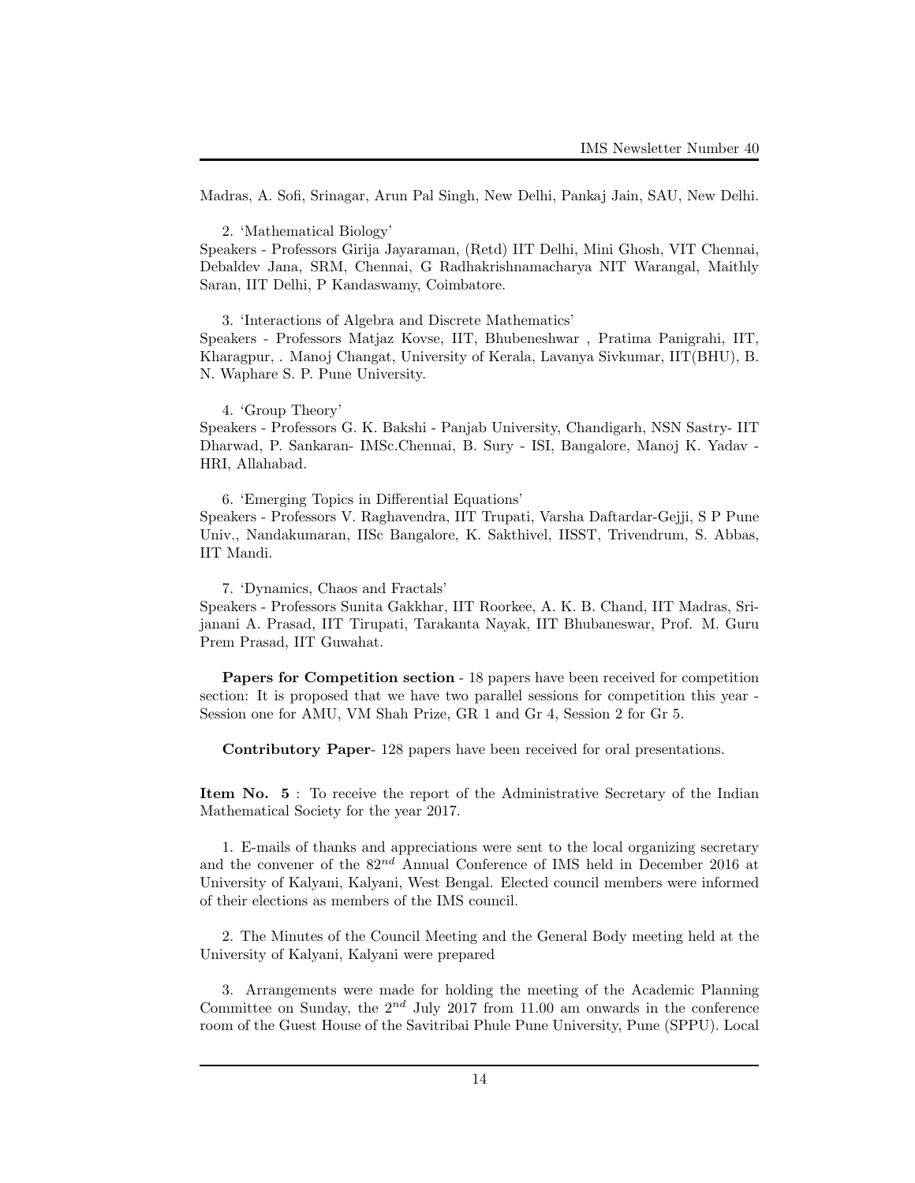Madras, A. Sofi, Srinagar, Arun Pal Singh, New Delhi, Pankaj Jain, SAU, New Delhi.

2. 'Mathematical Biology'

Speakers - Professors Girija Jayaraman, (Retd) IIT Delhi, Mini Ghosh, VIT Chennai, Debaldev Jana, SRM, Chennai, G Radhakrishnamacharya NIT Warangal, Maithly Saran, IIT Delhi, P Kandaswamy, Coimbatore.

3. 'Interactions of Algebra and Discrete Mathematics'

Speakers - Professors Matjaz Kovse, IIT, Bhubeneshwar , Pratima Panigrahi, IIT, Kharagpur, . Manoj Changat, University of Kerala, Lavanya Sivkumar, IIT(BHU), B. N. Waphare S. P. Pune University.

4. 'Group Theory'

Speakers - Professors G. K. Bakshi - Panjab University, Chandigarh, NSN Sastry- IIT Dharwad, P. Sankaran- IMSc.Chennai, B. Sury - ISI, Bangalore, Manoj K. Yadav - HRI, Allahabad.

6. 'Emerging Topics in Differential Equations'

Speakers - Professors V. Raghavendra, IIT Trupati, Varsha Daftardar-Gejji, S P Pune Univ., Nandakumaran, IISc Bangalore, K. Sakthivel, IISST, Trivendrum, S. Abbas, IIT Mandi.

7. 'Dynamics, Chaos and Fractals'

Speakers - Professors Sunita Gakkhar, IIT Roorkee, A. K. B. Chand, IIT Madras, Srijanani A. Prasad, IIT Tirupati, Tarakanta Nayak, IIT Bhubaneswar, Prof. M. Guru Prem Prasad, IIT Guwahat.

**Papers for Competition section** - 18 papers have been received for competition section: It is proposed that we have two parallel sessions for competition this year - Session one for AMU, VM Shah Prize, GR 1 and Gr 4, Session 2 for Gr 5.

**Contributory Paper**- 128 papers have been received for oral presentations.

**Item No. 5** : To receive the report of the Administrative Secretary of the Indian Mathematical Society for the year 2017.

1. E-mails of thanks and appreciations were sent to the local organizing secretary and the convener of the $82^{nd}$ Annual Conference of IMS held in December 2016 at University of Kalyani, Kalyani, West Bengal. Elected council members were informed of their elections as members of the IMS council.

2. The Minutes of the Council Meeting and the General Body meeting held at the University of Kalyani, Kalyani were prepared

3. Arrangements were made for holding the meeting of the Academic Planning Committee on Sunday, the $2^{nd}$ July 2017 from 11.00 am onwards in the conference room of the Guest House of the Savitribai Phule Pune University, Pune (SPPU). Local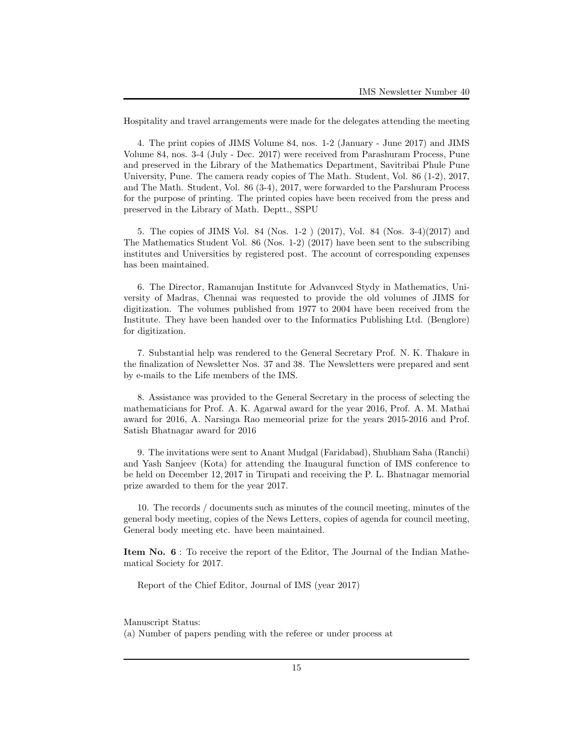Hospitality and travel arrangements were made for the delegates attending the meeting

4. The print copies of JIMS Volume 84, nos. 1-2 (January - June 2017) and JIMS Volume 84, nos. 3-4 (July - Dec. 2017) were received from Parashuram Process, Pune and preserved in the Library of the Mathematics Department, Savitribai Phule Pune University, Pune. The camera ready copies of The Math. Student, Vol. 86 (1-2), 2017, and The Math. Student, Vol. 86 (3-4), 2017, were forwarded to the Parshuram Process for the purpose of printing. The printed copies have been received from the press and preserved in the Library of Math. Deptt., SSPU

5. The copies of JIMS Vol. 84 (Nos. 1-2 ) (2017), Vol. 84 (Nos. 3-4)(2017) and The Mathematics Student Vol. 86 (Nos. 1-2) (2017) have been sent to the subscribing institutes and Universities by registered post. The account of corresponding expenses has been maintained.

6. The Director, Ramanujan Institute for Advanvced Stydy in Mathematics, University of Madras, Chennai was requested to provide the old volumes of JIMS for digitization. The volumes published from 1977 to 2004 have been received from the Institute. They have been handed over to the Informatics Publishing Ltd. (Benglore) for digitization.

7. Substantial help was rendered to the General Secretary Prof. N. K. Thakare in the finalization of Newsletter Nos. 37 and 38. The Newsletters were prepared and sent by e-mails to the Life members of the IMS.

8. Assistance was provided to the General Secretary in the process of selecting the mathematicians for Prof. A. K. Agarwal award for the year 2016, Prof. A. M. Mathai award for 2016, A. Narsinga Rao memeorial prize for the years 2015-2016 and Prof. Satish Bhatnagar award for 2016

9. The invitations were sent to Anant Mudgal (Faridabad), Shubham Saha (Ranchi) and Yash Sanjeev (Kota) for attending the Inaugural function of IMS conference to be held on December 12, 2017 in Tirupati and receiving the P. L. Bhatnagar memorial prize awarded to them for the year 2017.

10. The records / documents such as minutes of the council meeting, minutes of the general body meeting, copies of the News Letters, copies of agenda for council meeting, General body meeting etc. have been maintained.

**Item No. 6** : To receive the report of the Editor, The Journal of the Indian Mathematical Society for 2017.

Report of the Chief Editor, Journal of IMS (year 2017)

Manuscript Status:
(a) Number of papers pending with the referee or under process at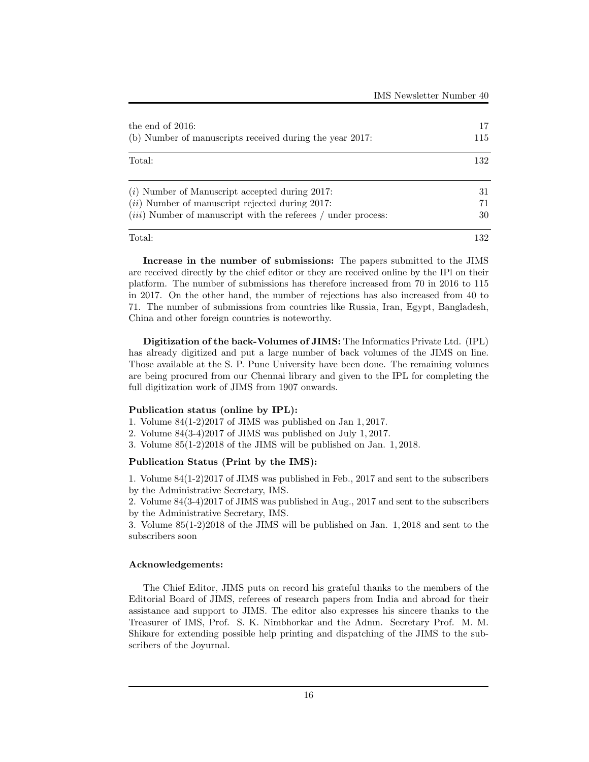| | |
|---|---|
| the end of 2016: | 17 |
| (b) Number of manuscripts received during the year 2017: | 115 |
| Total: | 132 |

| | |
|---|---|
| (*i*) Number of Manuscript accepted during 2017: | 31 |
| (*ii*) Number of manuscript rejected during 2017: | 71 |
| (*iii*) Number of manuscript with the referees / under process: | 30 |
| Total: | 132 |

**Increase in the number of submissions:** The papers submitted to the JIMS are received directly by the chief editor or they are received online by the IPl on their platform. The number of submissions has therefore increased from 70 in 2016 to 115 in 2017. On the other hand, the number of rejections has also increased from 40 to 71. The number of submissions from countries like Russia, Iran, Egypt, Bangladesh, China and other foreign countries is noteworthy.

**Digitization of the back-Volumes of JIMS:** The Informatics Private Ltd. (IPL) has already digitized and put a large number of back volumes of the JIMS on line. Those available at the S. P. Pune University have been done. The remaining volumes are being procured from our Chennai library and given to the IPL for completing the full digitization work of JIMS from 1907 onwards.

**Publication status (online by IPL):**

1. Volume 84(1-2)2017 of JIMS was published on Jan 1, 2017.
2. Volume 84(3-4)2017 of JIMS was published on July 1, 2017.
3. Volume 85(1-2)2018 of the JIMS will be published on Jan. 1, 2018.

**Publication Status (Print by the IMS):**

1. Volume 84(1-2)2017 of JIMS was published in Feb., 2017 and sent to the subscribers by the Administrative Secretary, IMS.
2. Volume 84(3-4)2017 of JIMS was published in Aug., 2017 and sent to the subscribers by the Administrative Secretary, IMS.
3. Volume 85(1-2)2018 of the JIMS will be published on Jan. 1, 2018 and sent to the subscribers soon

**Acknowledgements:**

The Chief Editor, JIMS puts on record his grateful thanks to the members of the Editorial Board of JIMS, referees of research papers from India and abroad for their assistance and support to JIMS. The editor also expresses his sincere thanks to the Treasurer of IMS, Prof. S. K. Nimbhorkar and the Admn. Secretary Prof. M. M. Shikare for extending possible help printing and dispatching of the JIMS to the subscribers of the Joyurnal.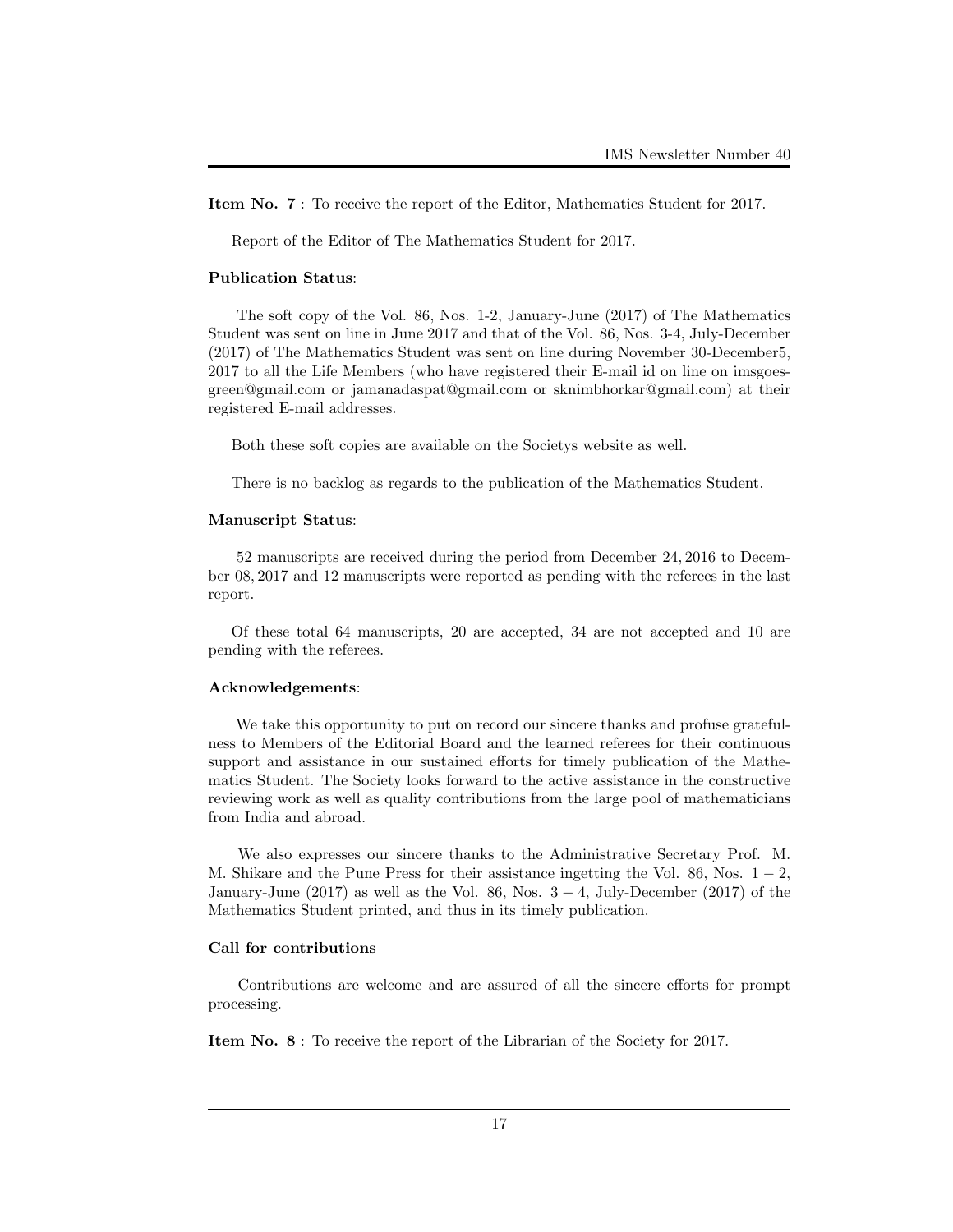**Item No. 7** : To receive the report of the Editor, Mathematics Student for 2017.

Report of the Editor of The Mathematics Student for 2017.

**Publication Status**:

The soft copy of the Vol. 86, Nos. 1-2, January-June (2017) of The Mathematics Student was sent on line in June 2017 and that of the Vol. 86, Nos. 3-4, July-December (2017) of The Mathematics Student was sent on line during November 30-December5, 2017 to all the Life Members (who have registered their E-mail id on line on imsgoesgreen@gmail.com or jamanadaspat@gmail.com or sknimbhorkar@gmail.com) at their registered E-mail addresses.

Both these soft copies are available on the Societys website as well.

There is no backlog as regards to the publication of the Mathematics Student.

**Manuscript Status**:

52 manuscripts are received during the period from December 24, 2016 to December 08, 2017 and 12 manuscripts were reported as pending with the referees in the last report.

Of these total 64 manuscripts, 20 are accepted, 34 are not accepted and 10 are pending with the referees.

**Acknowledgements**:

We take this opportunity to put on record our sincere thanks and profuse gratefulness to Members of the Editorial Board and the learned referees for their continuous support and assistance in our sustained efforts for timely publication of the Mathematics Student. The Society looks forward to the active assistance in the constructive reviewing work as well as quality contributions from the large pool of mathematicians from India and abroad.

We also expresses our sincere thanks to the Administrative Secretary Prof. M. M. Shikare and the Pune Press for their assistance ingetting the Vol. 86, Nos. $1-2$, January-June (2017) as well as the Vol. 86, Nos. $3-4$, July-December (2017) of the Mathematics Student printed, and thus in its timely publication.

**Call for contributions**

Contributions are welcome and are assured of all the sincere efforts for prompt processing.

**Item No. 8** : To receive the report of the Librarian of the Society for 2017.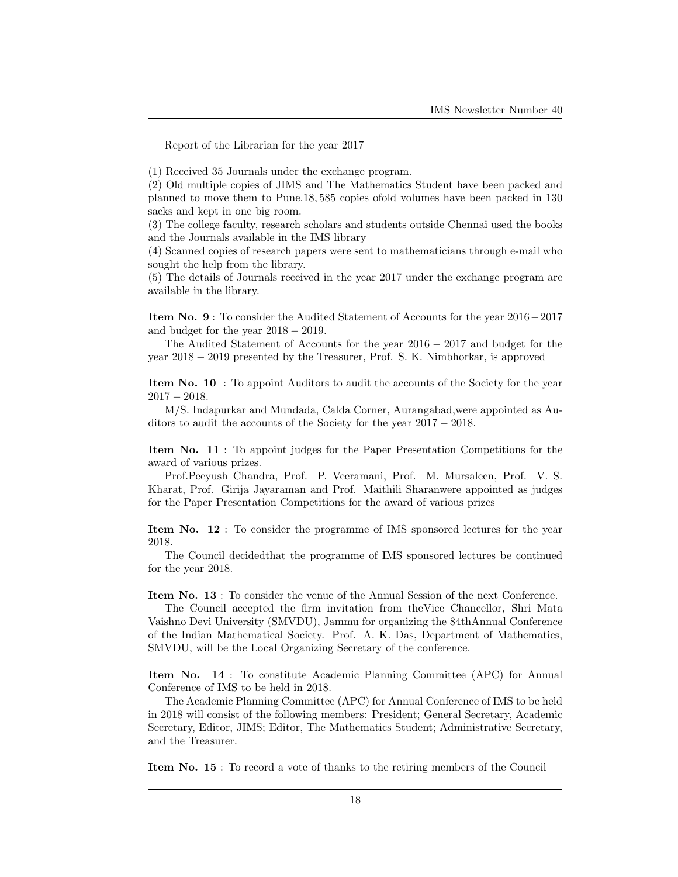Report of the Librarian for the year 2017

(1) Received 35 Journals under the exchange program.
(2) Old multiple copies of JIMS and The Mathematics Student have been packed and planned to move them to Pune.18, 585 copies ofold volumes have been packed in 130 sacks and kept in one big room.
(3) The college faculty, research scholars and students outside Chennai used the books and the Journals available in the IMS library
(4) Scanned copies of research papers were sent to mathematicians through e-mail who sought the help from the library.
(5) The details of Journals received in the year 2017 under the exchange program are available in the library.

**Item No. 9** : To consider the Audited Statement of Accounts for the year $2016-2017$ and budget for the year $2018-2019$.

The Audited Statement of Accounts for the year $2016-2017$ and budget for the year $2018-2019$ presented by the Treasurer, Prof. S. K. Nimbhorkar, is approved

**Item No. 10** : To appoint Auditors to audit the accounts of the Society for the year $2017-2018$.

M/S. Indapurkar and Mundada, Calda Corner, Aurangabad,were appointed as Auditors to audit the accounts of the Society for the year $2017-2018$.

**Item No. 11** : To appoint judges for the Paper Presentation Competitions for the award of various prizes.

Prof.Peeyush Chandra, Prof. P. Veeramani, Prof. M. Mursaleen, Prof. V. S. Kharat, Prof. Girija Jayaraman and Prof. Maithili Sharanwere appointed as judges for the Paper Presentation Competitions for the award of various prizes

**Item No. 12** : To consider the programme of IMS sponsored lectures for the year 2018.

The Council decidedthat the programme of IMS sponsored lectures be continued for the year 2018.

**Item No. 13** : To consider the venue of the Annual Session of the next Conference.

The Council accepted the firm invitation from theVice Chancellor, Shri Mata Vaishno Devi University (SMVDU), Jammu for organizing the 84thAnnual Conference of the Indian Mathematical Society. Prof. A. K. Das, Department of Mathematics, SMVDU, will be the Local Organizing Secretary of the conference.

**Item No. 14** : To constitute Academic Planning Committee (APC) for Annual Conference of IMS to be held in 2018.

The Academic Planning Committee (APC) for Annual Conference of IMS to be held in 2018 will consist of the following members: President; General Secretary, Academic Secretary, Editor, JIMS; Editor, The Mathematics Student; Administrative Secretary, and the Treasurer.

**Item No. 15** : To record a vote of thanks to the retiring members of the Council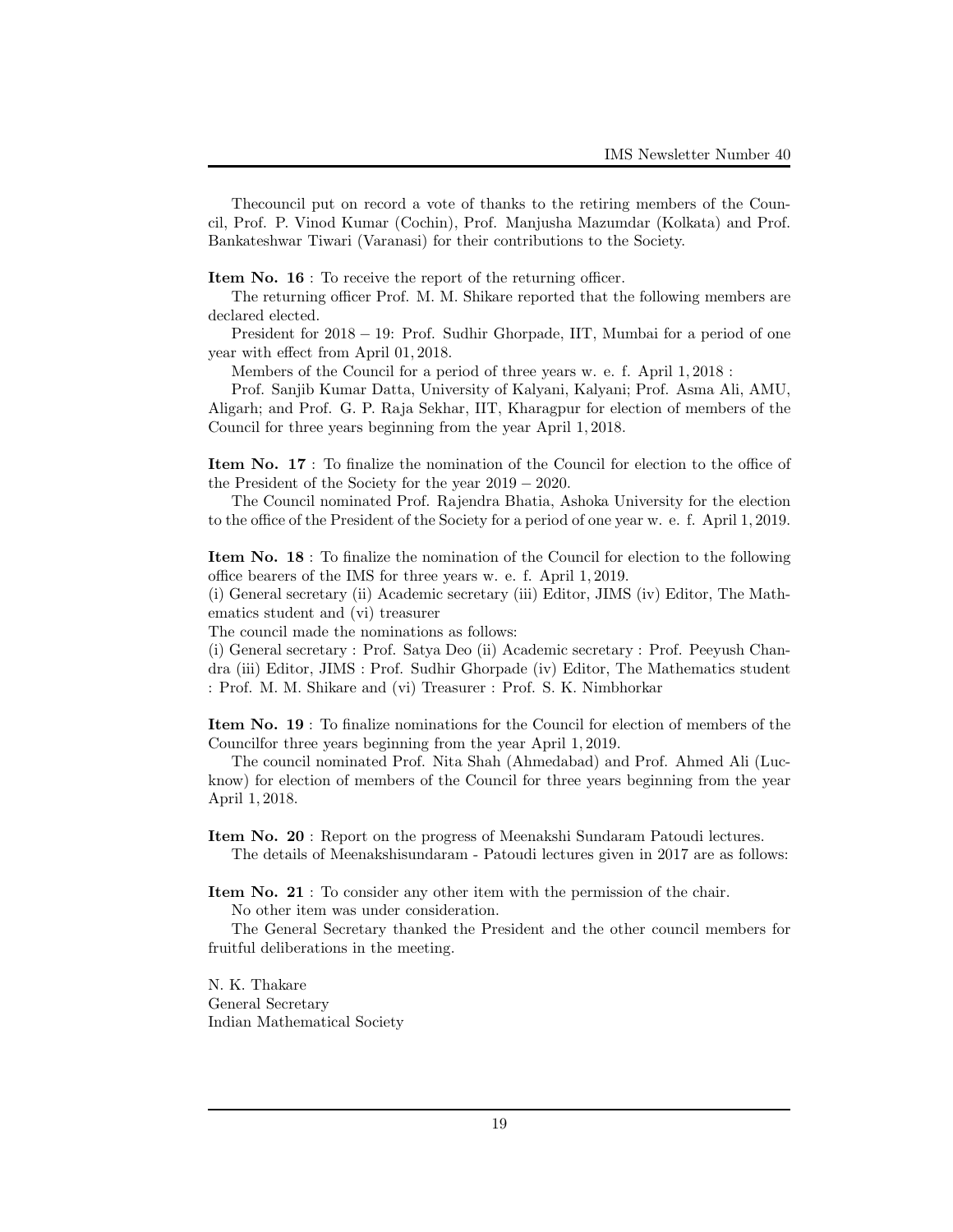Thecouncil put on record a vote of thanks to the retiring members of the Council, Prof. P. Vinod Kumar (Cochin), Prof. Manjusha Mazumdar (Kolkata) and Prof. Bankateshwar Tiwari (Varanasi) for their contributions to the Society.

**Item No. 16** : To receive the report of the returning officer.

The returning officer Prof. M. M. Shikare reported that the following members are declared elected.

President for $2018-19$: Prof. Sudhir Ghorpade, IIT, Mumbai for a period of one year with effect from April $01, 2018$.

Members of the Council for a period of three years w. e. f. April $1, 2018$ :

Prof. Sanjib Kumar Datta, University of Kalyani, Kalyani; Prof. Asma Ali, AMU, Aligarh; and Prof. G. P. Raja Sekhar, IIT, Kharagpur for election of members of the Council for three years beginning from the year April $1, 2018$.

**Item No. 17** : To finalize the nomination of the Council for election to the office of the President of the Society for the year $2019-2020$.

The Council nominated Prof. Rajendra Bhatia, Ashoka University for the election to the office of the President of the Society for a period of one year w. e. f. April $1, 2019$.

**Item No. 18** : To finalize the nomination of the Council for election to the following office bearers of the IMS for three years w. e. f. April $1, 2019$.

(i) General secretary (ii) Academic secretary (iii) Editor, JIMS (iv) Editor, The Mathematics student and (vi) treasurer

The council made the nominations as follows:

(i) General secretary : Prof. Satya Deo (ii) Academic secretary : Prof. Peeyush Chandra (iii) Editor, JIMS : Prof. Sudhir Ghorpade (iv) Editor, The Mathematics student : Prof. M. M. Shikare and (vi) Treasurer : Prof. S. K. Nimbhorkar

**Item No. 19** : To finalize nominations for the Council for election of members of the Councilfor three years beginning from the year April $1, 2019$.

The council nominated Prof. Nita Shah (Ahmedabad) and Prof. Ahmed Ali (Lucknow) for election of members of the Council for three years beginning from the year April $1, 2018$.

**Item No. 20** : Report on the progress of Meenakshi Sundaram Patoudi lectures.

The details of Meenakshisundaram - Patoudi lectures given in 2017 are as follows:

**Item No. 21** : To consider any other item with the permission of the chair.

No other item was under consideration.

The General Secretary thanked the President and the other council members for fruitful deliberations in the meeting.

N. K. Thakare
General Secretary
Indian Mathematical Society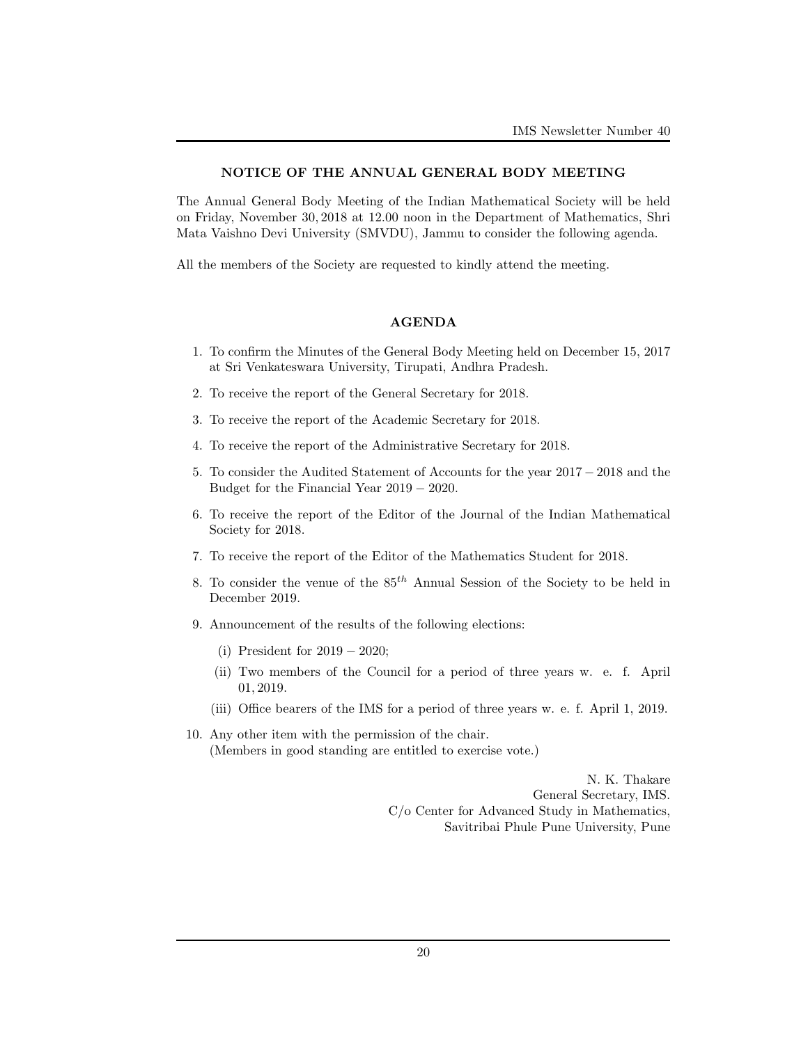## NOTICE OF THE ANNUAL GENERAL BODY MEETING

The Annual General Body Meeting of the Indian Mathematical Society will be held on Friday, November 30, 2018 at 12.00 noon in the Department of Mathematics, Shri Mata Vaishno Devi University (SMVDU), Jammu to consider the following agenda.

All the members of the Society are requested to kindly attend the meeting.

### AGENDA

1. To confirm the Minutes of the General Body Meeting held on December 15, 2017 at Sri Venkateswara University, Tirupati, Andhra Pradesh.
2. To receive the report of the General Secretary for 2018.
3. To receive the report of the Academic Secretary for 2018.
4. To receive the report of the Administrative Secretary for 2018.
5. To consider the Audited Statement of Accounts for the year $2017-2018$ and the Budget for the Financial Year $2019-2020$.
6. To receive the report of the Editor of the Journal of the Indian Mathematical Society for 2018.
7. To receive the report of the Editor of the Mathematics Student for 2018.
8. To consider the venue of the $85^{th}$ Annual Session of the Society to be held in December 2019.
9. Announcement of the results of the following elections:
   - (i) President for $2019-2020$;
   - (ii) Two members of the Council for a period of three years w. e. f. April 01, 2019.
   - (iii) Office bearers of the IMS for a period of three years w. e. f. April 1, 2019.
10. Any other item with the permission of the chair.
    (Members in good standing are entitled to exercise vote.)

N. K. Thakare
General Secretary, IMS.
C/o Center for Advanced Study in Mathematics,
Savitribai Phule Pune University, Pune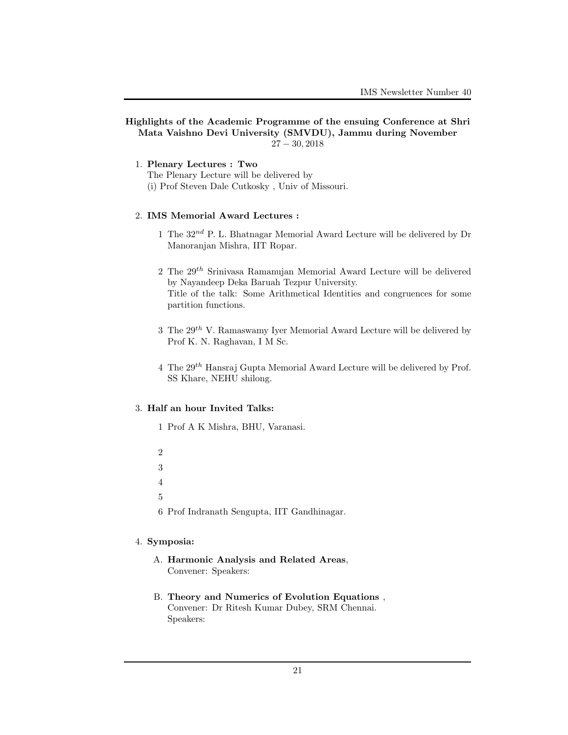**Highlights of the Academic Programme of the ensuing Conference at Shri Mata Vaishno Devi University (SMVDU), Jammu during November $27 - 30, 2018$**

1. **Plenary Lectures : Two**
   The Plenary Lecture will be delivered by
   (i) Prof Steven Dale Cutkosky , Univ of Missouri.

2. **IMS Memorial Award Lectures :**

   1 The $32^{nd}$ P. L. Bhatnagar Memorial Award Lecture will be delivered by Dr Manoranjan Mishra, IIT Ropar.

   2 The $29^{th}$ Srinivasa Ramanujan Memorial Award Lecture will be delivered by Nayandeep Deka Baruah Tezpur University.
   Title of the talk: Some Arithmetical Identities and congruences for some partition functions.

   3 The $29^{th}$ V. Ramaswamy Iyer Memorial Award Lecture will be delivered by Prof K. N. Raghavan, I M Sc.

   4 The $29^{th}$ Hansraj Gupta Memorial Award Lecture will be delivered by Prof. SS Khare, NEHU shilong.

3. **Half an hour Invited Talks:**

   1 Prof A K Mishra, BHU, Varanasi.

   2

   3

   4

   5

   6 Prof Indranath Sengupta, IIT Gandhinagar.

4. **Symposia:**

   A. **Harmonic Analysis and Related Areas**,
   Convener: Speakers:

   B. **Theory and Numerics of Evolution Equations** ,
   Convener: Dr Ritesh Kumar Dubey, SRM Chennai.
   Speakers: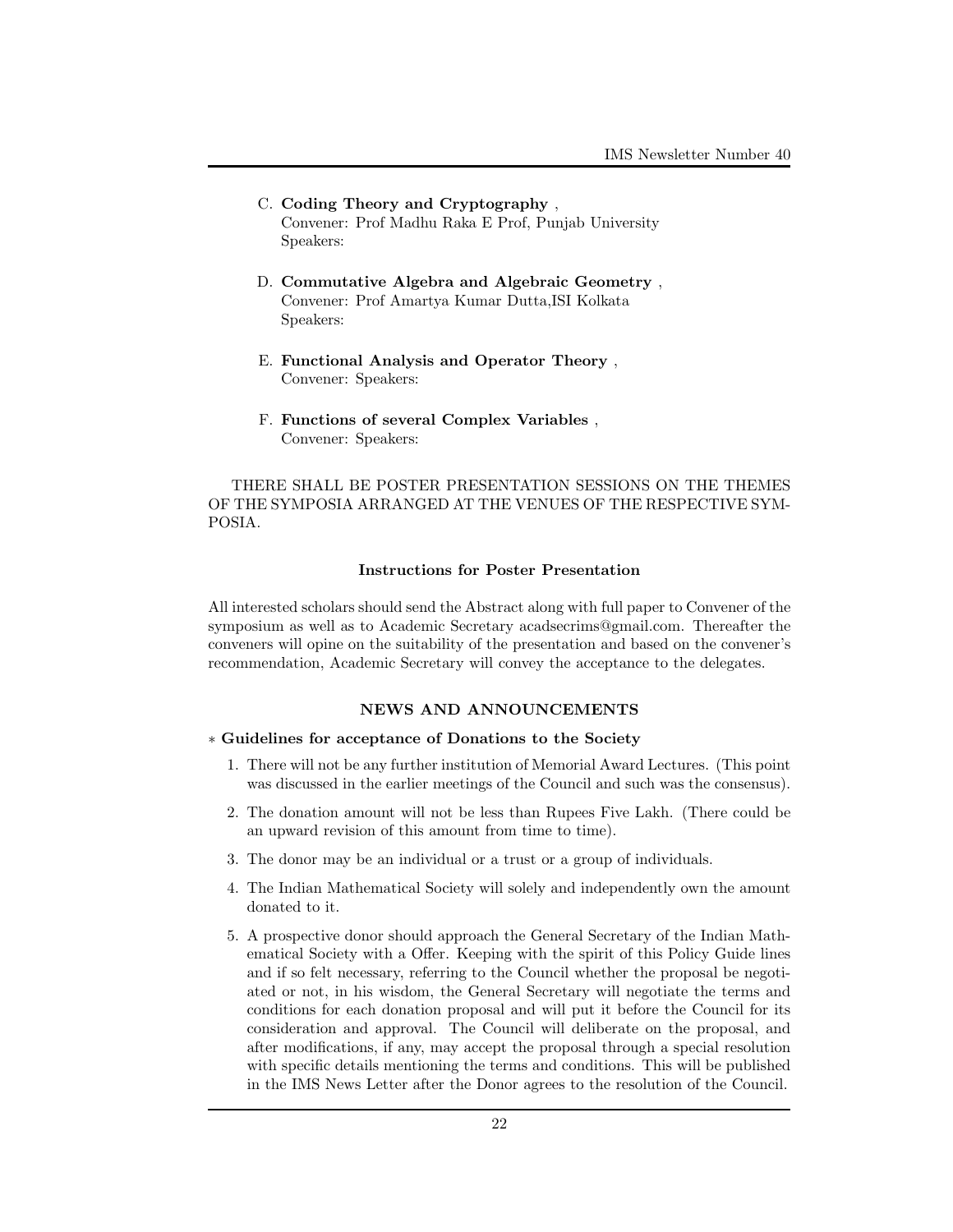C. **Coding Theory and Cryptography** ,
   Convener: Prof Madhu Raka E Prof, Punjab University
   Speakers:

D. **Commutative Algebra and Algebraic Geometry** ,
   Convener: Prof Amartya Kumar Dutta,ISI Kolkata
   Speakers:

E. **Functional Analysis and Operator Theory** ,
   Convener: Speakers:

F. **Functions of several Complex Variables** ,
   Convener: Speakers:

THERE SHALL BE POSTER PRESENTATION SESSIONS ON THE THEMES OF THE SYMPOSIA ARRANGED AT THE VENUES OF THE RESPECTIVE SYMPOSIA.

### Instructions for Poster Presentation

All interested scholars should send the Abstract along with full paper to Convener of the symposium as well as to Academic Secretary acadsecrims@gmail.com. Thereafter the conveners will opine on the suitability of the presentation and based on the convener's recommendation, Academic Secretary will convey the acceptance to the delegates.

### NEWS AND ANNOUNCEMENTS

∗ **Guidelines for acceptance of Donations to the Society**

1. There will not be any further institution of Memorial Award Lectures. (This point was discussed in the earlier meetings of the Council and such was the consensus).
2. The donation amount will not be less than Rupees Five Lakh. (There could be an upward revision of this amount from time to time).
3. The donor may be an individual or a trust or a group of individuals.
4. The Indian Mathematical Society will solely and independently own the amount donated to it.
5. A prospective donor should approach the General Secretary of the Indian Mathematical Society with a Offer. Keeping with the spirit of this Policy Guide lines and if so felt necessary, referring to the Council whether the proposal be negotiated or not, in his wisdom, the General Secretary will negotiate the terms and conditions for each donation proposal and will put it before the Council for its consideration and approval. The Council will deliberate on the proposal, and after modifications, if any, may accept the proposal through a special resolution with specific details mentioning the terms and conditions. This will be published in the IMS News Letter after the Donor agrees to the resolution of the Council.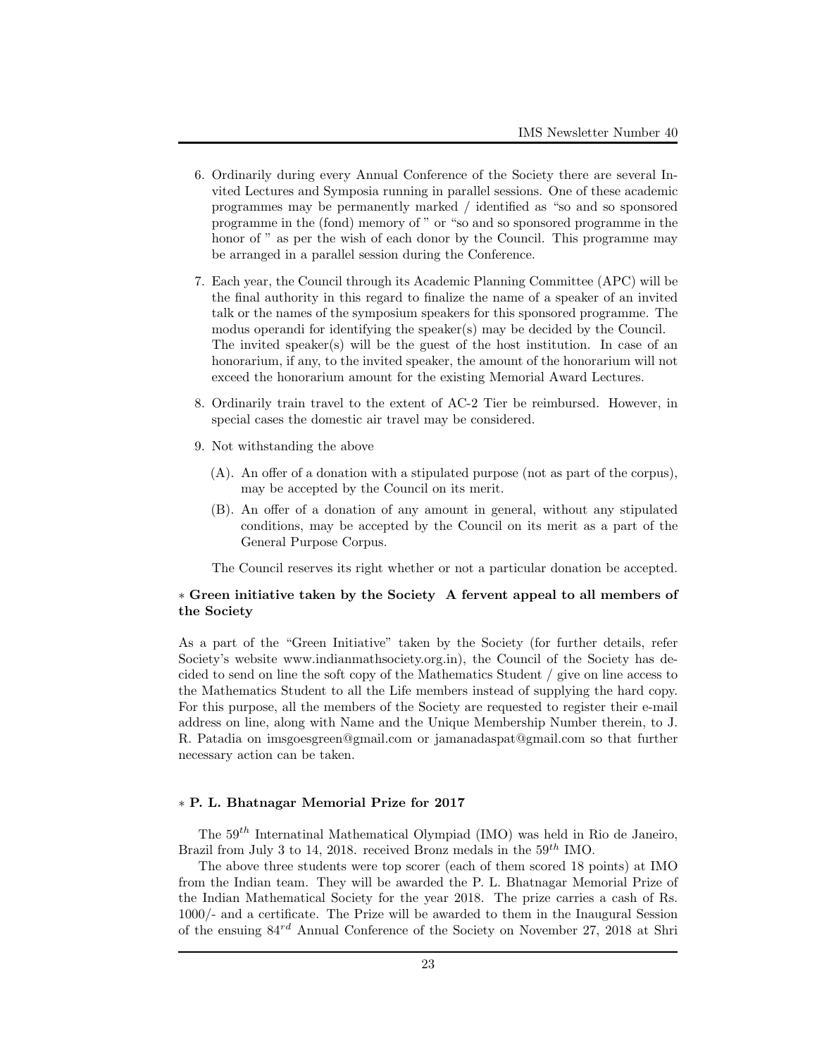6. Ordinarily during every Annual Conference of the Society there are several Invited Lectures and Symposia running in parallel sessions. One of these academic programmes may be permanently marked / identified as "so and so sponsored programme in the (fond) memory of " or "so and so sponsored programme in the honor of " as per the wish of each donor by the Council. This programme may be arranged in a parallel session during the Conference.

7. Each year, the Council through its Academic Planning Committee (APC) will be the final authority in this regard to finalize the name of a speaker of an invited talk or the names of the symposium speakers for this sponsored programme. The modus operandi for identifying the speaker(s) may be decided by the Council. The invited speaker(s) will be the guest of the host institution. In case of an honorarium, if any, to the invited speaker, the amount of the honorarium will not exceed the honorarium amount for the existing Memorial Award Lectures.

8. Ordinarily train travel to the extent of AC-2 Tier be reimbursed. However, in special cases the domestic air travel may be considered.

9. Not withstanding the above

   (A). An offer of a donation with a stipulated purpose (not as part of the corpus), may be accepted by the Council on its merit.

   (B). An offer of a donation of any amount in general, without any stipulated conditions, may be accepted by the Council on its merit as a part of the General Purpose Corpus.

   The Council reserves its right whether or not a particular donation be accepted.

### ∗ Green initiative taken by the Society A fervent appeal to all members of the Society

As a part of the "Green Initiative" taken by the Society (for further details, refer Society's website www.indianmathsociety.org.in), the Council of the Society has decided to send on line the soft copy of the Mathematics Student / give on line access to the Mathematics Student to all the Life members instead of supplying the hard copy. For this purpose, all the members of the Society are requested to register their e-mail address on line, along with Name and the Unique Membership Number therein, to J. R. Patadia on imsgoesgreen@gmail.com or jamanadaspat@gmail.com so that further necessary action can be taken.

### ∗ P. L. Bhatnagar Memorial Prize for 2017

The $59^{th}$ Internatinal Mathematical Olympiad (IMO) was held in Rio de Janeiro, Brazil from July 3 to 14, 2018. received Bronz medals in the $59^{th}$ IMO.

The above three students were top scorer (each of them scored 18 points) at IMO from the Indian team. They will be awarded the P. L. Bhatnagar Memorial Prize of the Indian Mathematical Society for the year 2018. The prize carries a cash of Rs. 1000/- and a certificate. The Prize will be awarded to them in the Inaugural Session of the ensuing $84^{rd}$ Annual Conference of the Society on November 27, 2018 at Shri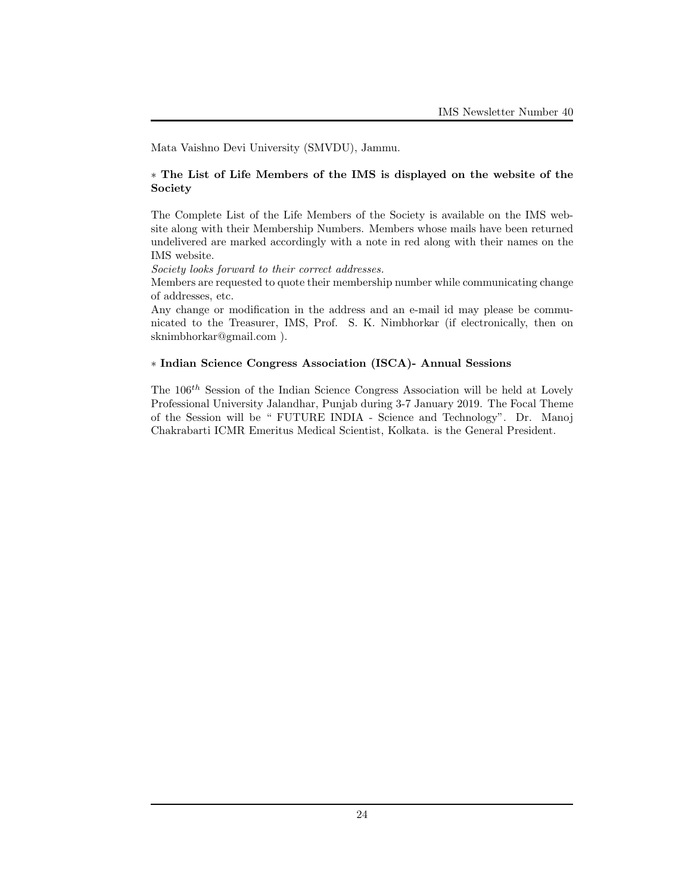Mata Vaishno Devi University (SMVDU), Jammu.

### ∗ **The List of Life Members of the IMS is displayed on the website of the Society**

The Complete List of the Life Members of the Society is available on the IMS website along with their Membership Numbers. Members whose mails have been returned undelivered are marked accordingly with a note in red along with their names on the IMS website.

*Society looks forward to their correct addresses.*

Members are requested to quote their membership number while communicating change of addresses, etc.

Any change or modification in the address and an e-mail id may please be communicated to the Treasurer, IMS, Prof. S. K. Nimbhorkar (if electronically, then on sknimbhorkar@gmail.com ).

### ∗ **Indian Science Congress Association (ISCA)- Annual Sessions**

The $106^{th}$ Session of the Indian Science Congress Association will be held at Lovely Professional University Jalandhar, Punjab during 3-7 January 2019. The Focal Theme of the Session will be " FUTURE INDIA - Science and Technology". Dr. Manoj Chakrabarti ICMR Emeritus Medical Scientist, Kolkata. is the General President.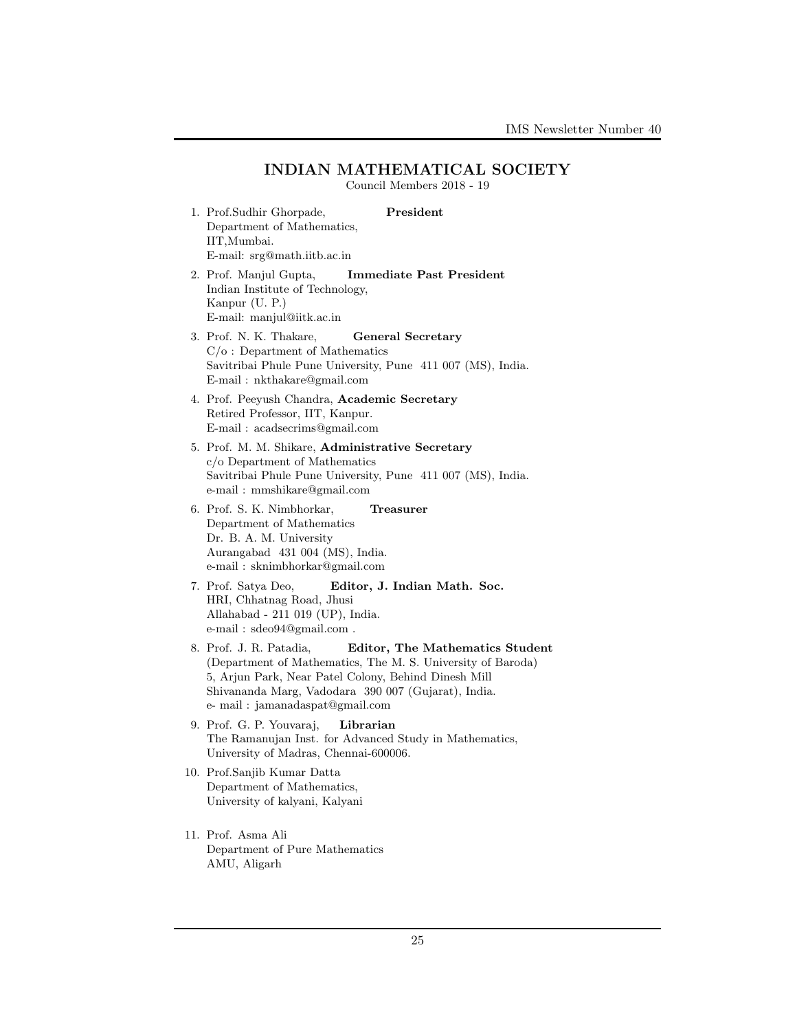## INDIAN MATHEMATICAL SOCIETY

Council Members 2018 - 19

1. Prof.Sudhir Ghorpade, **President**  
   Department of Mathematics,  
   IIT,Mumbai.  
   E-mail: srg@math.iitb.ac.in

2. Prof. Manjul Gupta, **Immediate Past President**  
   Indian Institute of Technology,  
   Kanpur (U. P.)  
   E-mail: manjul@iitk.ac.in

3. Prof. N. K. Thakare, **General Secretary**  
   C/o : Department of Mathematics  
   Savitribai Phule Pune University, Pune 411 007 (MS), India.  
   E-mail : nkthakare@gmail.com

4. Prof. Peeyush Chandra, **Academic Secretary**  
   Retired Professor, IIT, Kanpur.  
   E-mail : acadsecrims@gmail.com

5. Prof. M. M. Shikare, **Administrative Secretary**  
   c/o Department of Mathematics  
   Savitribai Phule Pune University, Pune 411 007 (MS), India.  
   e-mail : mmshikare@gmail.com

6. Prof. S. K. Nimbhorkar, **Treasurer**  
   Department of Mathematics  
   Dr. B. A. M. University  
   Aurangabad 431 004 (MS), India.  
   e-mail : sknimbhorkar@gmail.com

7. Prof. Satya Deo, **Editor, J. Indian Math. Soc.**  
   HRI, Chhatnag Road, Jhusi  
   Allahabad - 211 019 (UP), India.  
   e-mail : sdeo94@gmail.com .

8. Prof. J. R. Patadia, **Editor, The Mathematics Student**  
   (Department of Mathematics, The M. S. University of Baroda)  
   5, Arjun Park, Near Patel Colony, Behind Dinesh Mill  
   Shivananda Marg, Vadodara 390 007 (Gujarat), India.  
   e- mail : jamanadaspat@gmail.com

9. Prof. G. P. Youvaraj, **Librarian**  
   The Ramanujan Inst. for Advanced Study in Mathematics,  
   University of Madras, Chennai-600006.

10. Prof.Sanjib Kumar Datta  
    Department of Mathematics,  
    University of kalyani, Kalyani

11. Prof. Asma Ali  
    Department of Pure Mathematics  
    AMU, Aligarh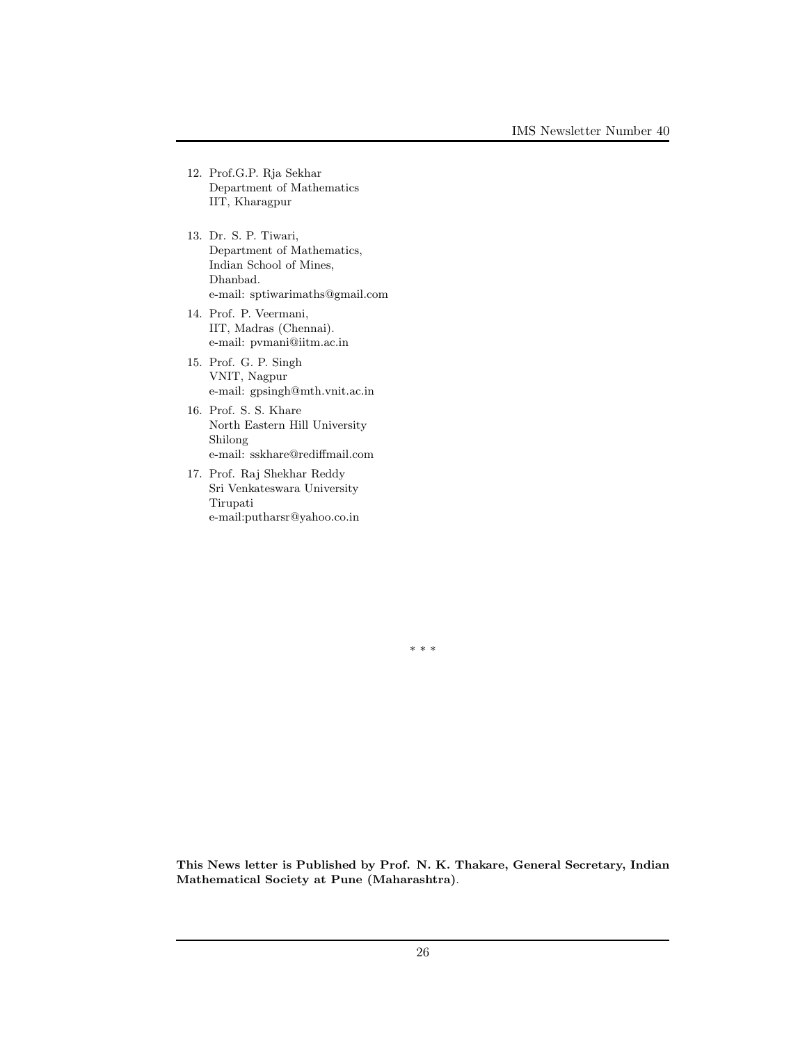12. Prof.G.P. Rja Sekhar
    Department of Mathematics
    IIT, Kharagpur

13. Dr. S. P. Tiwari,
    Department of Mathematics,
    Indian School of Mines,
    Dhanbad.
    e-mail: sptiwarimaths@gmail.com

14. Prof. P. Veermani,
    IIT, Madras (Chennai).
    e-mail: pvmani@iitm.ac.in

15. Prof. G. P. Singh
    VNIT, Nagpur
    e-mail: gpsingh@mth.vnit.ac.in

16. Prof. S. S. Khare
    North Eastern Hill University
    Shilong
    e-mail: sskhare@rediffmail.com

17. Prof. Raj Shekhar Reddy
    Sri Venkateswara University
    Tirupati
    e-mail:putharsr@yahoo.co.in

* * *

**This News letter is Published by Prof. N. K. Thakare, General Secretary, Indian Mathematical Society at Pune (Maharashtra)**.